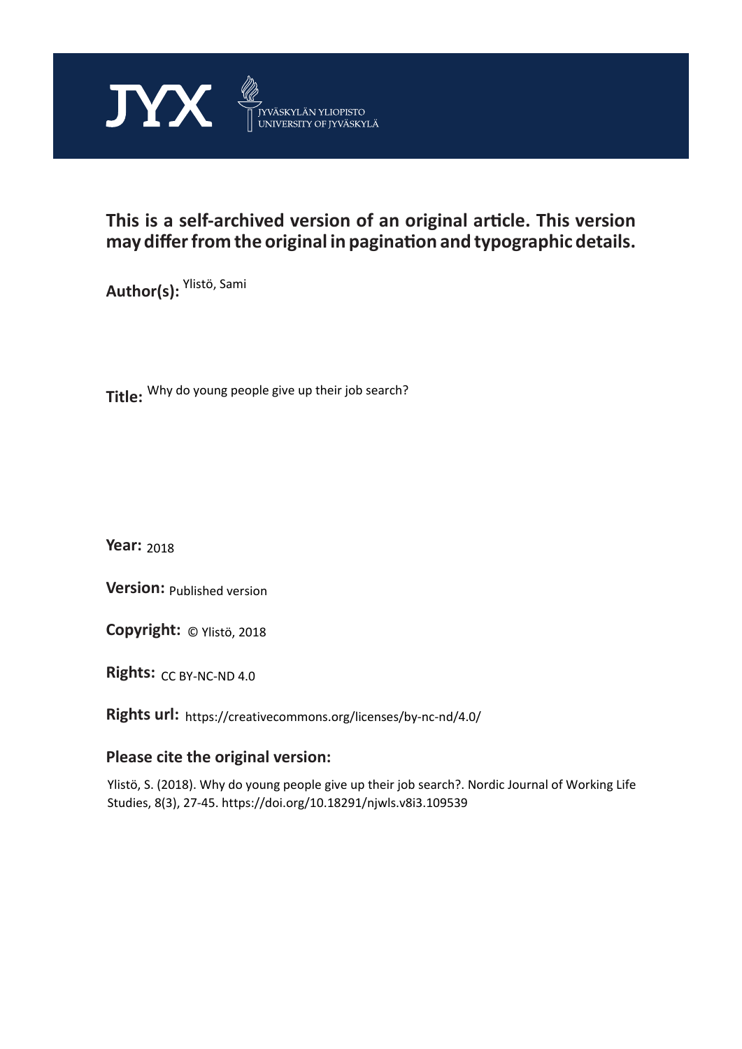JYX JYVÄSKYLÄN YLIOPISTO UNIVERSITY OF JYVÄSKYLÄ

**This is a self-archived version of an original article. This version may differ from the original in pagination and typographic details.**

**Author(s):** Ylistö, Sami

**Title:** Why do young people give up their job search?

**Year:** 2018

**Version:** Published version

**Copyright:** © Ylistö, 2018

**Rights:** CC BY-NC-ND 4.0

**Rights url:** https://creativecommons.org/licenses/by-nc-nd/4.0/

## Please cite the original version:

Ylistö, S. (2018). Why do young people give up their job search?. Nordic Journal of Working Life Studies, 8(3), 27-45. https://doi.org/10.18291/njwls.v8i3.109539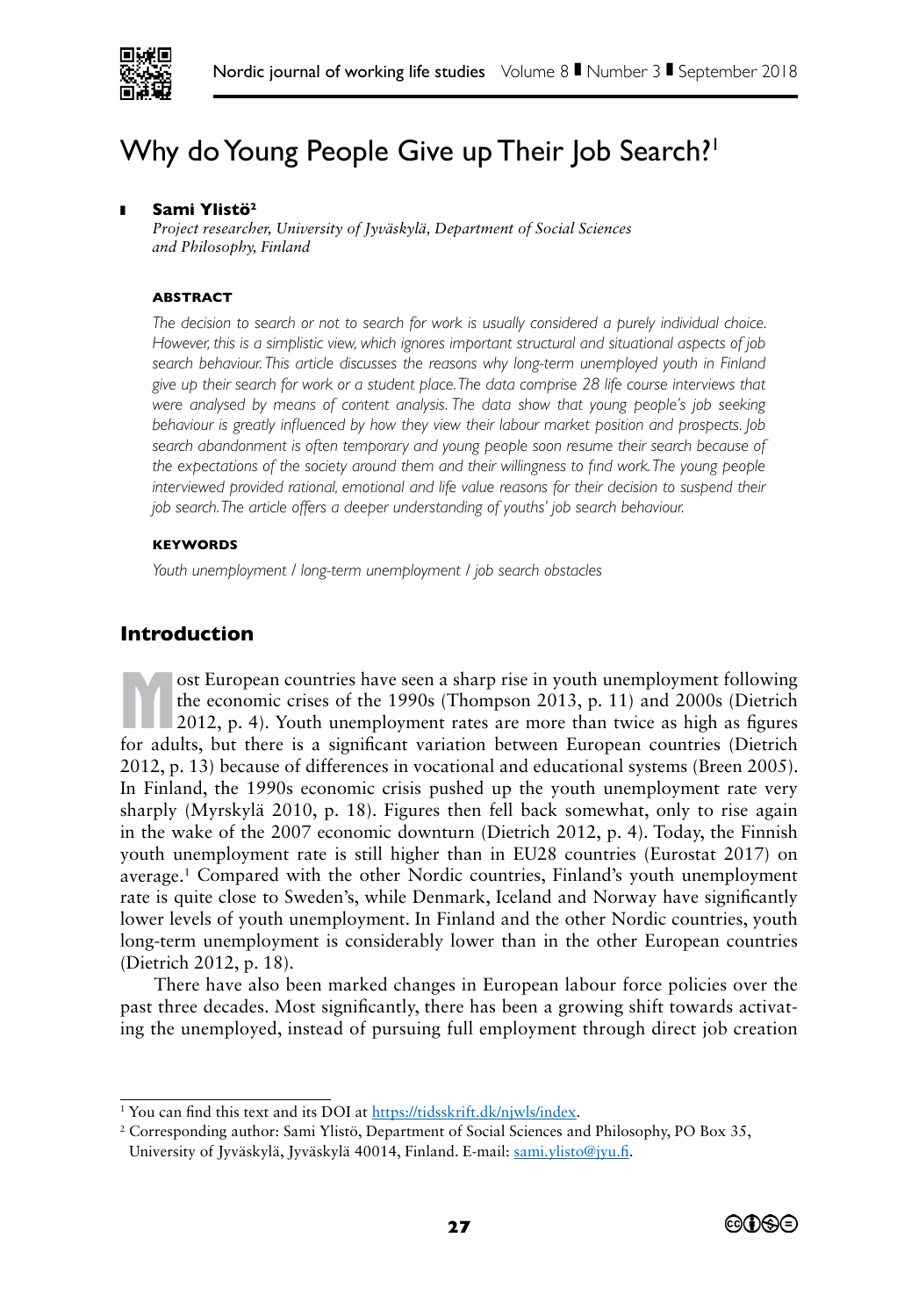# Why do Young People Give up Their Job Search?[1]

**Sami Ylistö[2]**
*Project researcher, University of Jyväskylä, Department of Social Sciences and Philosophy, Finland*

#### ABSTRACT

*The decision to search or not to search for work is usually considered a purely individual choice. However, this is a simplistic view, which ignores important structural and situational aspects of job search behaviour. This article discusses the reasons why long-term unemployed youth in Finland give up their search for work or a student place. The data comprise 28 life course interviews that were analysed by means of content analysis. The data show that young people's job seeking behaviour is greatly influenced by how they view their labour market position and prospects. Job search abandonment is often temporary and young people soon resume their search because of the expectations of the society around them and their willingness to find work. The young people interviewed provided rational, emotional and life value reasons for their decision to suspend their job search. The article offers a deeper understanding of youths' job search behaviour.*

#### KEYWORDS

*Youth unemployment / long-term unemployment / job search obstacles*

## Introduction

Most European countries have seen a sharp rise in youth unemployment following the economic crises of the 1990s (Thompson 2013, p. 11) and 2000s (Dietrich 2012, p. 4). Youth unemployment rates are more than twice as high as figures for adults, but there is a significant variation between European countries (Dietrich 2012, p. 13) because of differences in vocational and educational systems (Breen 2005). In Finland, the 1990s economic crisis pushed up the youth unemployment rate very sharply (Myrskylä 2010, p. 18). Figures then fell back somewhat, only to rise again in the wake of the 2007 economic downturn (Dietrich 2012, p. 4). Today, the Finnish youth unemployment rate is still higher than in EU28 countries (Eurostat 2017) on average.[1] Compared with the other Nordic countries, Finland's youth unemployment rate is quite close to Sweden's, while Denmark, Iceland and Norway have significantly lower levels of youth unemployment. In Finland and the other Nordic countries, youth long-term unemployment is considerably lower than in the other European countries (Dietrich 2012, p. 18).

There have also been marked changes in European labour force policies over the past three decades. Most significantly, there has been a growing shift towards activating the unemployed, instead of pursuing full employment through direct job creation

---

[1] You can find this text and its DOI at https://tidsskrift.dk/njwls/index.

[2] Corresponding author: Sami Ylistö, Department of Social Sciences and Philosophy, PO Box 35, University of Jyväskylä, Jyväskylä 40014, Finland. E-mail: sami.ylisto@jyu.fi.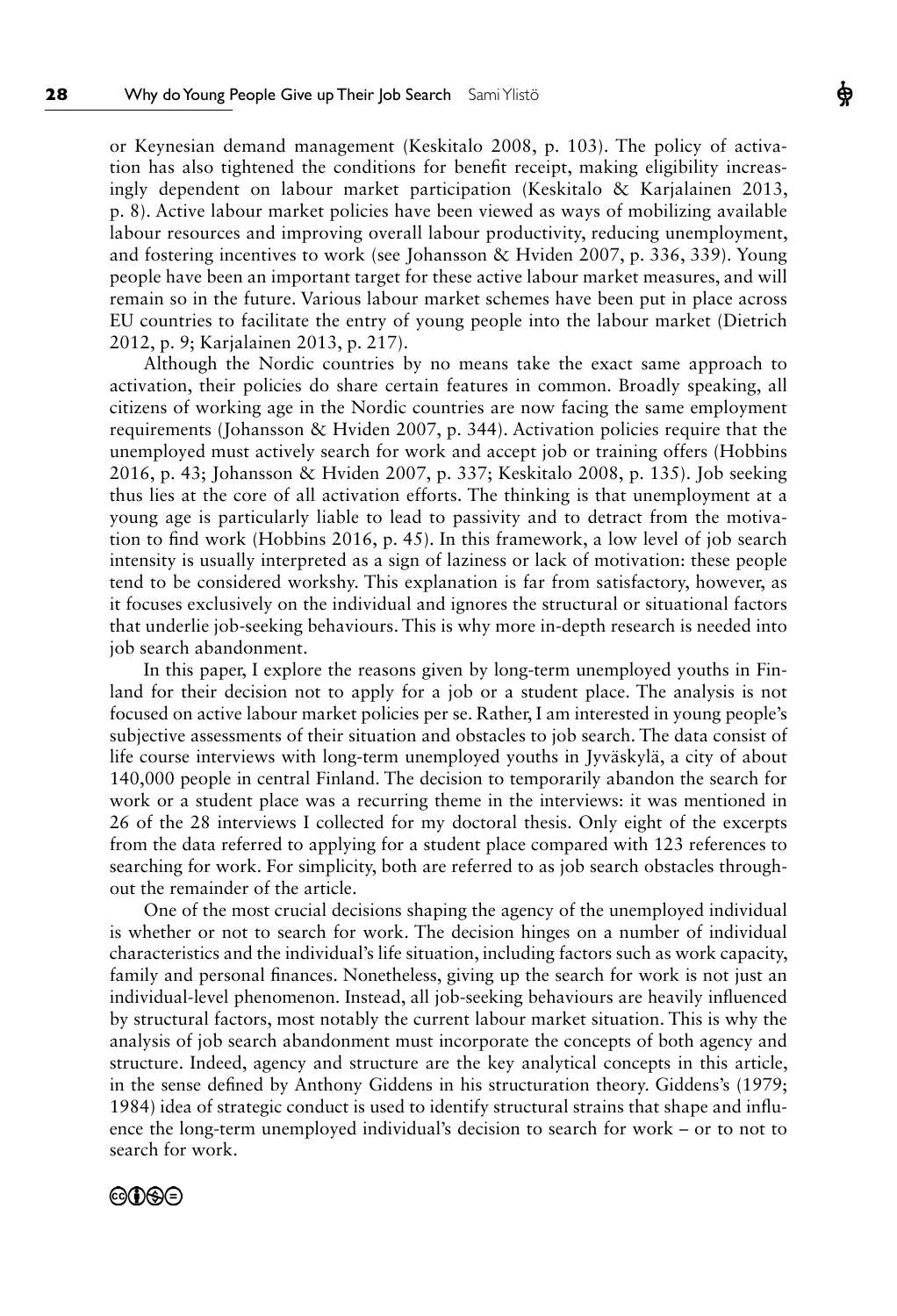or Keynesian demand management (Keskitalo 2008, p. 103). The policy of activation has also tightened the conditions for benefit receipt, making eligibility increasingly dependent on labour market participation (Keskitalo & Karjalainen 2013, p. 8). Active labour market policies have been viewed as ways of mobilizing available labour resources and improving overall labour productivity, reducing unemployment, and fostering incentives to work (see Johansson & Hviden 2007, p. 336, 339). Young people have been an important target for these active labour market measures, and will remain so in the future. Various labour market schemes have been put in place across EU countries to facilitate the entry of young people into the labour market (Dietrich 2012, p. 9; Karjalainen 2013, p. 217).

Although the Nordic countries by no means take the exact same approach to activation, their policies do share certain features in common. Broadly speaking, all citizens of working age in the Nordic countries are now facing the same employment requirements (Johansson & Hviden 2007, p. 344). Activation policies require that the unemployed must actively search for work and accept job or training offers (Hobbins 2016, p. 43; Johansson & Hviden 2007, p. 337; Keskitalo 2008, p. 135). Job seeking thus lies at the core of all activation efforts. The thinking is that unemployment at a young age is particularly liable to lead to passivity and to detract from the motivation to find work (Hobbins 2016, p. 45). In this framework, a low level of job search intensity is usually interpreted as a sign of laziness or lack of motivation: these people tend to be considered workshy. This explanation is far from satisfactory, however, as it focuses exclusively on the individual and ignores the structural or situational factors that underlie job-seeking behaviours. This is why more in-depth research is needed into job search abandonment.

In this paper, I explore the reasons given by long-term unemployed youths in Finland for their decision not to apply for a job or a student place. The analysis is not focused on active labour market policies per se. Rather, I am interested in young people's subjective assessments of their situation and obstacles to job search. The data consist of life course interviews with long-term unemployed youths in Jyväskylä, a city of about 140,000 people in central Finland. The decision to temporarily abandon the search for work or a student place was a recurring theme in the interviews: it was mentioned in 26 of the 28 interviews I collected for my doctoral thesis. Only eight of the excerpts from the data referred to applying for a student place compared with 123 references to searching for work. For simplicity, both are referred to as job search obstacles throughout the remainder of the article.

One of the most crucial decisions shaping the agency of the unemployed individual is whether or not to search for work. The decision hinges on a number of individual characteristics and the individual's life situation, including factors such as work capacity, family and personal finances. Nonetheless, giving up the search for work is not just an individual-level phenomenon. Instead, all job-seeking behaviours are heavily influenced by structural factors, most notably the current labour market situation. This is why the analysis of job search abandonment must incorporate the concepts of both agency and structure. Indeed, agency and structure are the key analytical concepts in this article, in the sense defined by Anthony Giddens in his structuration theory. Giddens's (1979; 1984) idea of strategic conduct is used to identify structural strains that shape and influence the long-term unemployed individual's decision to search for work – or to not to search for work.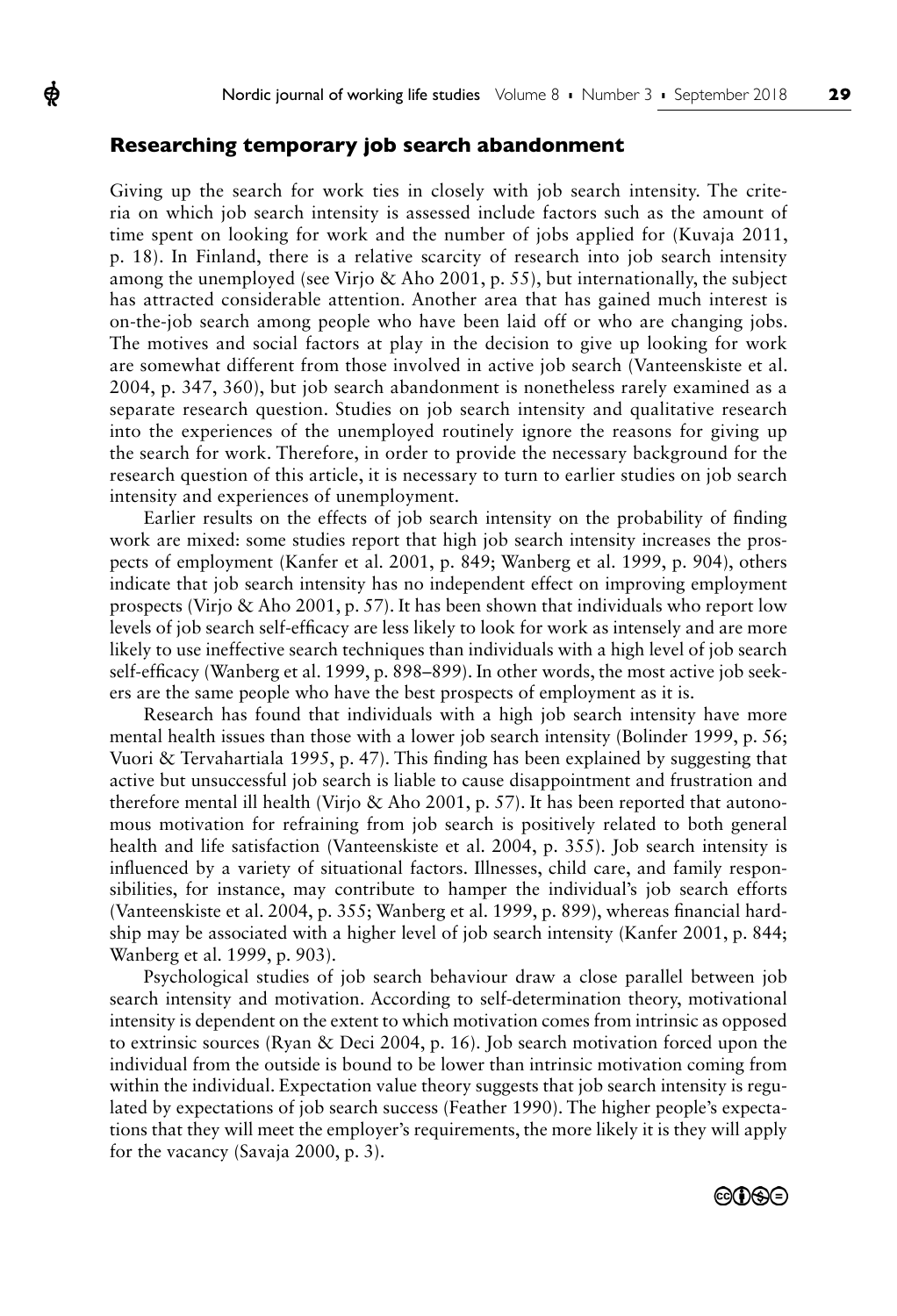## Researching temporary job search abandonment

Giving up the search for work ties in closely with job search intensity. The criteria on which job search intensity is assessed include factors such as the amount of time spent on looking for work and the number of jobs applied for (Kuvaja 2011, p. 18). In Finland, there is a relative scarcity of research into job search intensity among the unemployed (see Virjo & Aho 2001, p. 55), but internationally, the subject has attracted considerable attention. Another area that has gained much interest is on-the-job search among people who have been laid off or who are changing jobs. The motives and social factors at play in the decision to give up looking for work are somewhat different from those involved in active job search (Vanteenskiste et al. 2004, p. 347, 360), but job search abandonment is nonetheless rarely examined as a separate research question. Studies on job search intensity and qualitative research into the experiences of the unemployed routinely ignore the reasons for giving up the search for work. Therefore, in order to provide the necessary background for the research question of this article, it is necessary to turn to earlier studies on job search intensity and experiences of unemployment.

Earlier results on the effects of job search intensity on the probability of finding work are mixed: some studies report that high job search intensity increases the prospects of employment (Kanfer et al. 2001, p. 849; Wanberg et al. 1999, p. 904), others indicate that job search intensity has no independent effect on improving employment prospects (Virjo & Aho 2001, p. 57). It has been shown that individuals who report low levels of job search self-efficacy are less likely to look for work as intensely and are more likely to use ineffective search techniques than individuals with a high level of job search self-efficacy (Wanberg et al. 1999, p. 898–899). In other words, the most active job seekers are the same people who have the best prospects of employment as it is.

Research has found that individuals with a high job search intensity have more mental health issues than those with a lower job search intensity (Bolinder 1999, p. 56; Vuori & Tervahartiala 1995, p. 47). This finding has been explained by suggesting that active but unsuccessful job search is liable to cause disappointment and frustration and therefore mental ill health (Virjo & Aho 2001, p. 57). It has been reported that autonomous motivation for refraining from job search is positively related to both general health and life satisfaction (Vanteenskiste et al. 2004, p. 355). Job search intensity is influenced by a variety of situational factors. Illnesses, child care, and family responsibilities, for instance, may contribute to hamper the individual's job search efforts (Vanteenskiste et al. 2004, p. 355; Wanberg et al. 1999, p. 899), whereas financial hardship may be associated with a higher level of job search intensity (Kanfer 2001, p. 844; Wanberg et al. 1999, p. 903).

Psychological studies of job search behaviour draw a close parallel between job search intensity and motivation. According to self-determination theory, motivational intensity is dependent on the extent to which motivation comes from intrinsic as opposed to extrinsic sources (Ryan & Deci 2004, p. 16). Job search motivation forced upon the individual from the outside is bound to be lower than intrinsic motivation coming from within the individual. Expectation value theory suggests that job search intensity is regulated by expectations of job search success (Feather 1990). The higher people's expectations that they will meet the employer's requirements, the more likely it is they will apply for the vacancy (Savaja 2000, p. 3).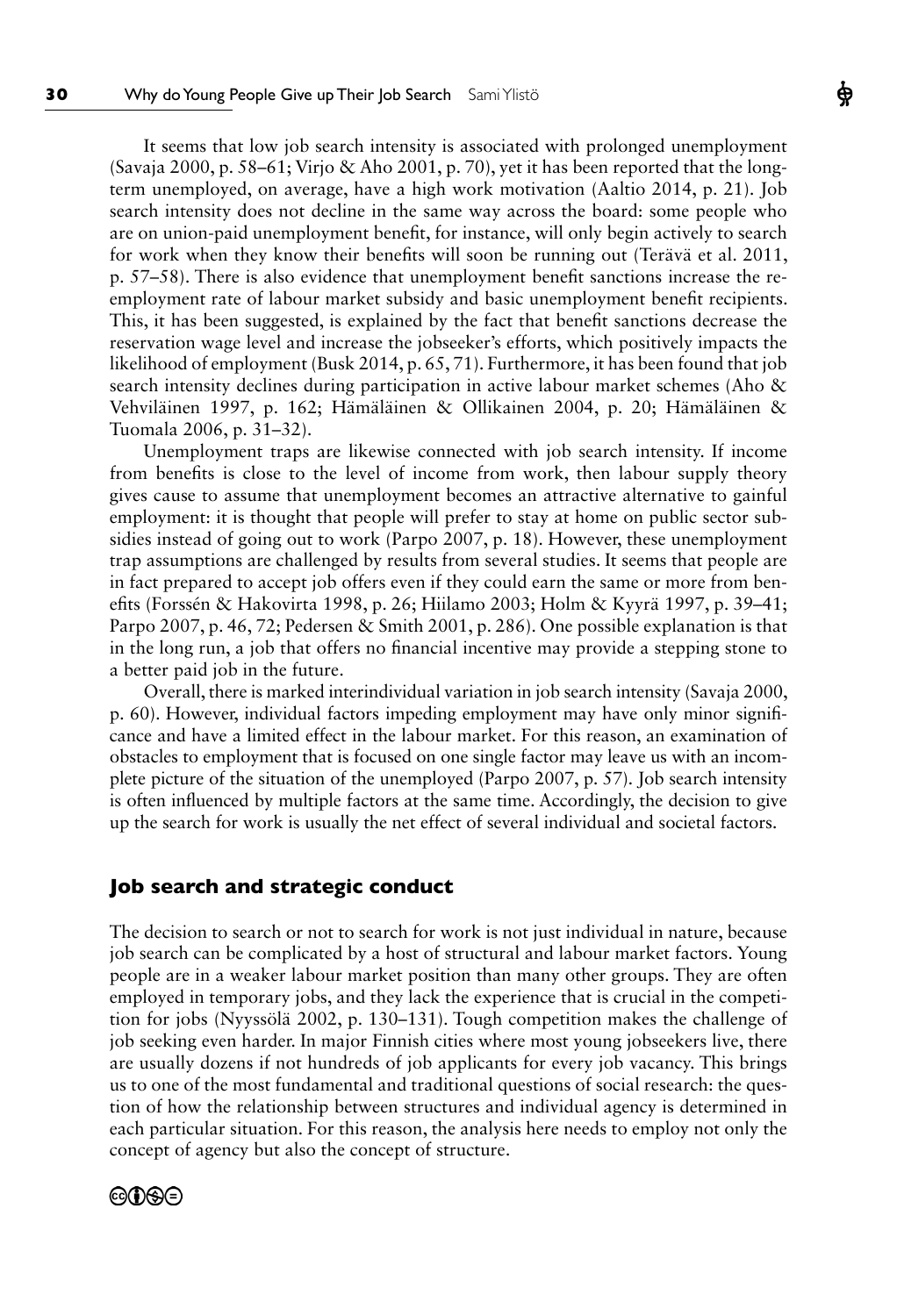It seems that low job search intensity is associated with prolonged unemployment (Savaja 2000, p. 58–61; Virjo & Aho 2001, p. 70), yet it has been reported that the long-term unemployed, on average, have a high work motivation (Aaltio 2014, p. 21). Job search intensity does not decline in the same way across the board: some people who are on union-paid unemployment benefit, for instance, will only begin actively to search for work when they know their benefits will soon be running out (Terävä et al. 2011, p. 57–58). There is also evidence that unemployment benefit sanctions increase the re-employment rate of labour market subsidy and basic unemployment benefit recipients. This, it has been suggested, is explained by the fact that benefit sanctions decrease the reservation wage level and increase the jobseeker's efforts, which positively impacts the likelihood of employment (Busk 2014, p. 65, 71). Furthermore, it has been found that job search intensity declines during participation in active labour market schemes (Aho & Vehviläinen 1997, p. 162; Hämäläinen & Ollikainen 2004, p. 20; Hämäläinen & Tuomala 2006, p. 31–32).

Unemployment traps are likewise connected with job search intensity. If income from benefits is close to the level of income from work, then labour supply theory gives cause to assume that unemployment becomes an attractive alternative to gainful employment: it is thought that people will prefer to stay at home on public sector subsidies instead of going out to work (Parpo 2007, p. 18). However, these unemployment trap assumptions are challenged by results from several studies. It seems that people are in fact prepared to accept job offers even if they could earn the same or more from benefits (Forssén & Hakovirta 1998, p. 26; Hiilamo 2003; Holm & Kyyrä 1997, p. 39–41; Parpo 2007, p. 46, 72; Pedersen & Smith 2001, p. 286). One possible explanation is that in the long run, a job that offers no financial incentive may provide a stepping stone to a better paid job in the future.

Overall, there is marked interindividual variation in job search intensity (Savaja 2000, p. 60). However, individual factors impeding employment may have only minor significance and have a limited effect in the labour market. For this reason, an examination of obstacles to employment that is focused on one single factor may leave us with an incomplete picture of the situation of the unemployed (Parpo 2007, p. 57). Job search intensity is often influenced by multiple factors at the same time. Accordingly, the decision to give up the search for work is usually the net effect of several individual and societal factors.

## Job search and strategic conduct

The decision to search or not to search for work is not just individual in nature, because job search can be complicated by a host of structural and labour market factors. Young people are in a weaker labour market position than many other groups. They are often employed in temporary jobs, and they lack the experience that is crucial in the competition for jobs (Nyyssölä 2002, p. 130–131). Tough competition makes the challenge of job seeking even harder. In major Finnish cities where most young jobseekers live, there are usually dozens if not hundreds of job applicants for every job vacancy. This brings us to one of the most fundamental and traditional questions of social research: the question of how the relationship between structures and individual agency is determined in each particular situation. For this reason, the analysis here needs to employ not only the concept of agency but also the concept of structure.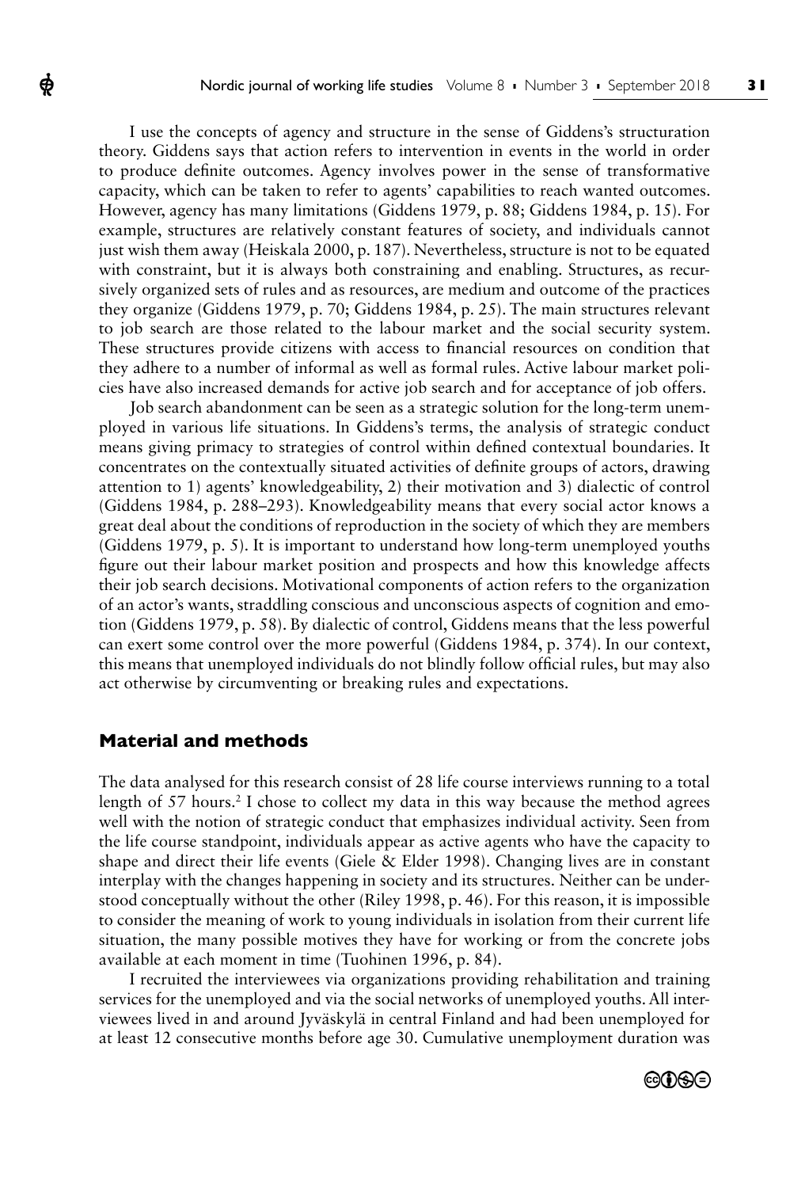I use the concepts of agency and structure in the sense of Giddens's structuration theory. Giddens says that action refers to intervention in events in the world in order to produce definite outcomes. Agency involves power in the sense of transformative capacity, which can be taken to refer to agents' capabilities to reach wanted outcomes. However, agency has many limitations (Giddens 1979, p. 88; Giddens 1984, p. 15). For example, structures are relatively constant features of society, and individuals cannot just wish them away (Heiskala 2000, p. 187). Nevertheless, structure is not to be equated with constraint, but it is always both constraining and enabling. Structures, as recursively organized sets of rules and as resources, are medium and outcome of the practices they organize (Giddens 1979, p. 70; Giddens 1984, p. 25). The main structures relevant to job search are those related to the labour market and the social security system. These structures provide citizens with access to financial resources on condition that they adhere to a number of informal as well as formal rules. Active labour market policies have also increased demands for active job search and for acceptance of job offers.

Job search abandonment can be seen as a strategic solution for the long-term unemployed in various life situations. In Giddens's terms, the analysis of strategic conduct means giving primacy to strategies of control within defined contextual boundaries. It concentrates on the contextually situated activities of definite groups of actors, drawing attention to 1) agents' knowledgeability, 2) their motivation and 3) dialectic of control (Giddens 1984, p. 288–293). Knowledgeability means that every social actor knows a great deal about the conditions of reproduction in the society of which they are members (Giddens 1979, p. 5). It is important to understand how long-term unemployed youths figure out their labour market position and prospects and how this knowledge affects their job search decisions. Motivational components of action refers to the organization of an actor's wants, straddling conscious and unconscious aspects of cognition and emotion (Giddens 1979, p. 58). By dialectic of control, Giddens means that the less powerful can exert some control over the more powerful (Giddens 1984, p. 374). In our context, this means that unemployed individuals do not blindly follow official rules, but may also act otherwise by circumventing or breaking rules and expectations.

## Material and methods

The data analysed for this research consist of 28 life course interviews running to a total length of 57 hours.[2] I chose to collect my data in this way because the method agrees well with the notion of strategic conduct that emphasizes individual activity. Seen from the life course standpoint, individuals appear as active agents who have the capacity to shape and direct their life events (Giele & Elder 1998). Changing lives are in constant interplay with the changes happening in society and its structures. Neither can be understood conceptually without the other (Riley 1998, p. 46). For this reason, it is impossible to consider the meaning of work to young individuals in isolation from their current life situation, the many possible motives they have for working or from the concrete jobs available at each moment in time (Tuohinen 1996, p. 84).

I recruited the interviewees via organizations providing rehabilitation and training services for the unemployed and via the social networks of unemployed youths. All interviewees lived in and around Jyväskylä in central Finland and had been unemployed for at least 12 consecutive months before age 30. Cumulative unemployment duration was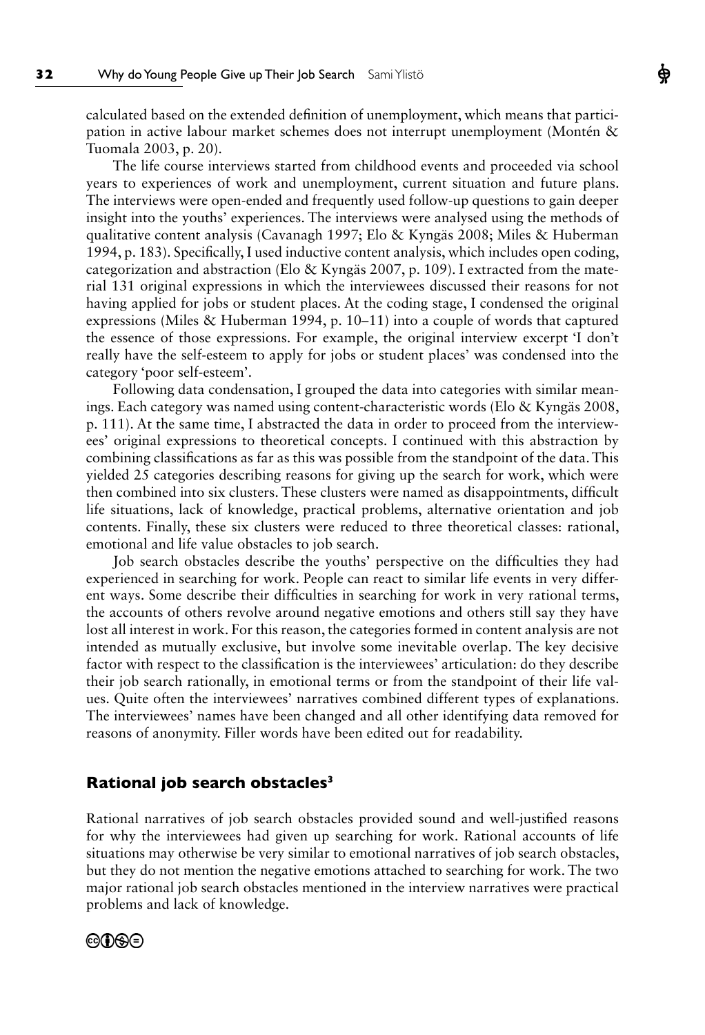calculated based on the extended definition of unemployment, which means that participation in active labour market schemes does not interrupt unemployment (Montén & Tuomala 2003, p. 20).

The life course interviews started from childhood events and proceeded via school years to experiences of work and unemployment, current situation and future plans. The interviews were open-ended and frequently used follow-up questions to gain deeper insight into the youths' experiences. The interviews were analysed using the methods of qualitative content analysis (Cavanagh 1997; Elo & Kyngäs 2008; Miles & Huberman 1994, p. 183). Specifically, I used inductive content analysis, which includes open coding, categorization and abstraction (Elo & Kyngäs 2007, p. 109). I extracted from the material 131 original expressions in which the interviewees discussed their reasons for not having applied for jobs or student places. At the coding stage, I condensed the original expressions (Miles & Huberman 1994, p. 10–11) into a couple of words that captured the essence of those expressions. For example, the original interview excerpt 'I don't really have the self-esteem to apply for jobs or student places' was condensed into the category 'poor self-esteem'.

Following data condensation, I grouped the data into categories with similar meanings. Each category was named using content-characteristic words (Elo & Kyngäs 2008, p. 111). At the same time, I abstracted the data in order to proceed from the interviewees' original expressions to theoretical concepts. I continued with this abstraction by combining classifications as far as this was possible from the standpoint of the data. This yielded 25 categories describing reasons for giving up the search for work, which were then combined into six clusters. These clusters were named as disappointments, difficult life situations, lack of knowledge, practical problems, alternative orientation and job contents. Finally, these six clusters were reduced to three theoretical classes: rational, emotional and life value obstacles to job search.

Job search obstacles describe the youths' perspective on the difficulties they had experienced in searching for work. People can react to similar life events in very different ways. Some describe their difficulties in searching for work in very rational terms, the accounts of others revolve around negative emotions and others still say they have lost all interest in work. For this reason, the categories formed in content analysis are not intended as mutually exclusive, but involve some inevitable overlap. The key decisive factor with respect to the classification is the interviewees' articulation: do they describe their job search rationally, in emotional terms or from the standpoint of their life values. Quite often the interviewees' narratives combined different types of explanations. The interviewees' names have been changed and all other identifying data removed for reasons of anonymity. Filler words have been edited out for readability.

## Rational job search obstacles[3]

Rational narratives of job search obstacles provided sound and well-justified reasons for why the interviewees had given up searching for work. Rational accounts of life situations may otherwise be very similar to emotional narratives of job search obstacles, but they do not mention the negative emotions attached to searching for work. The two major rational job search obstacles mentioned in the interview narratives were practical problems and lack of knowledge.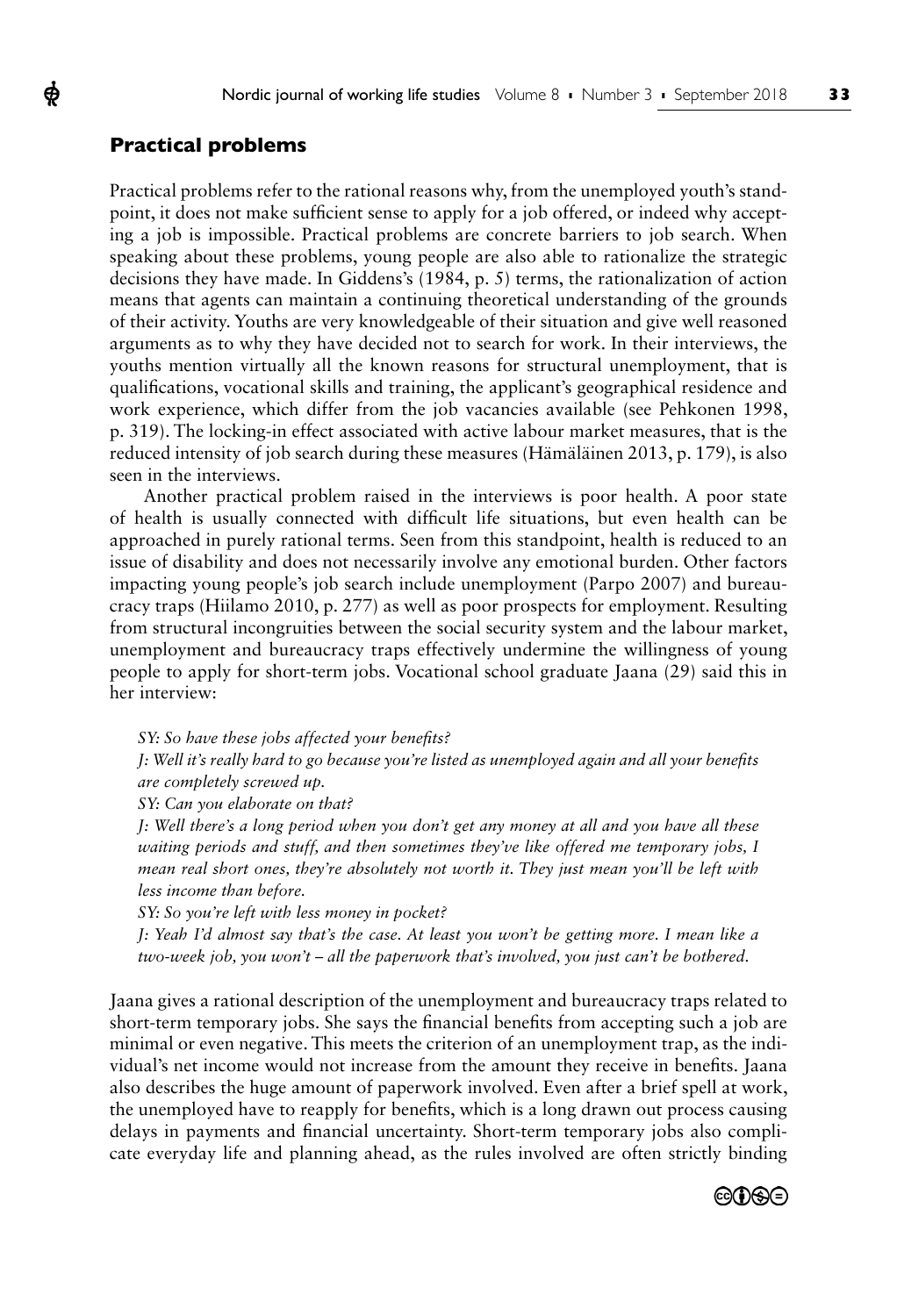## Practical problems

Practical problems refer to the rational reasons why, from the unemployed youth's standpoint, it does not make sufficient sense to apply for a job offered, or indeed why accepting a job is impossible. Practical problems are concrete barriers to job search. When speaking about these problems, young people are also able to rationalize the strategic decisions they have made. In Giddens's (1984, p. 5) terms, the rationalization of action means that agents can maintain a continuing theoretical understanding of the grounds of their activity. Youths are very knowledgeable of their situation and give well reasoned arguments as to why they have decided not to search for work. In their interviews, the youths mention virtually all the known reasons for structural unemployment, that is qualifications, vocational skills and training, the applicant's geographical residence and work experience, which differ from the job vacancies available (see Pehkonen 1998, p. 319). The locking-in effect associated with active labour market measures, that is the reduced intensity of job search during these measures (Hämäläinen 2013, p. 179), is also seen in the interviews.

Another practical problem raised in the interviews is poor health. A poor state of health is usually connected with difficult life situations, but even health can be approached in purely rational terms. Seen from this standpoint, health is reduced to an issue of disability and does not necessarily involve any emotional burden. Other factors impacting young people's job search include unemployment (Parpo 2007) and bureaucracy traps (Hiilamo 2010, p. 277) as well as poor prospects for employment. Resulting from structural incongruities between the social security system and the labour market, unemployment and bureaucracy traps effectively undermine the willingness of young people to apply for short-term jobs. Vocational school graduate Jaana (29) said this in her interview:

> *SY: So have these jobs affected your benefits?*
>
> *J: Well it's really hard to go because you're listed as unemployed again and all your benefits are completely screwed up.*
>
> *SY: Can you elaborate on that?*
>
> *J: Well there's a long period when you don't get any money at all and you have all these waiting periods and stuff, and then sometimes they've like offered me temporary jobs, I mean real short ones, they're absolutely not worth it. They just mean you'll be left with less income than before.*
>
> *SY: So you're left with less money in pocket?*
>
> *J: Yeah I'd almost say that's the case. At least you won't be getting more. I mean like a two-week job, you won't – all the paperwork that's involved, you just can't be bothered.*

Jaana gives a rational description of the unemployment and bureaucracy traps related to short-term temporary jobs. She says the financial benefits from accepting such a job are minimal or even negative. This meets the criterion of an unemployment trap, as the individual's net income would not increase from the amount they receive in benefits. Jaana also describes the huge amount of paperwork involved. Even after a brief spell at work, the unemployed have to reapply for benefits, which is a long drawn out process causing delays in payments and financial uncertainty. Short-term temporary jobs also complicate everyday life and planning ahead, as the rules involved are often strictly binding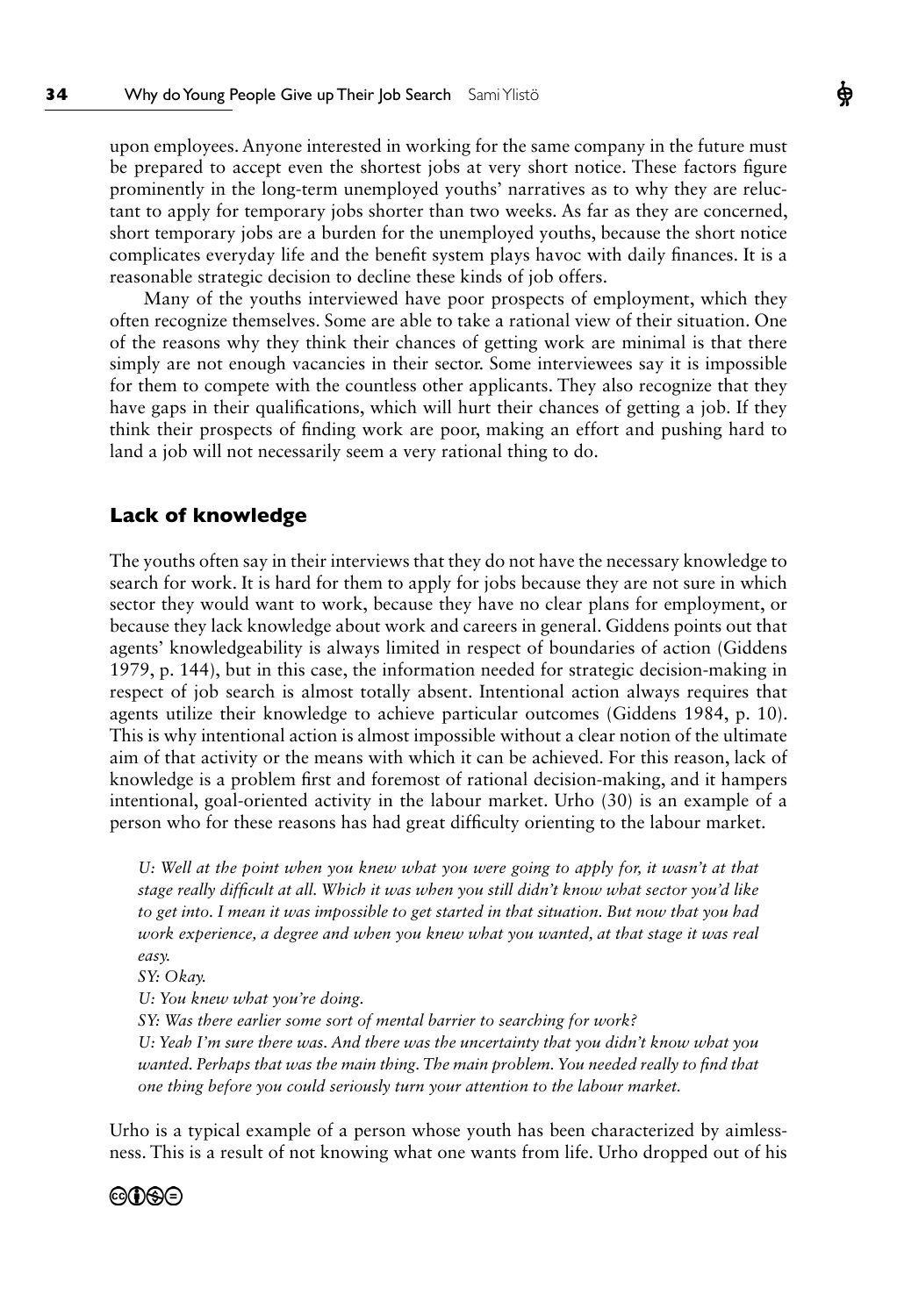upon employees. Anyone interested in working for the same company in the future must be prepared to accept even the shortest jobs at very short notice. These factors figure prominently in the long-term unemployed youths' narratives as to why they are reluctant to apply for temporary jobs shorter than two weeks. As far as they are concerned, short temporary jobs are a burden for the unemployed youths, because the short notice complicates everyday life and the benefit system plays havoc with daily finances. It is a reasonable strategic decision to decline these kinds of job offers.

Many of the youths interviewed have poor prospects of employment, which they often recognize themselves. Some are able to take a rational view of their situation. One of the reasons why they think their chances of getting work are minimal is that there simply are not enough vacancies in their sector. Some interviewees say it is impossible for them to compete with the countless other applicants. They also recognize that they have gaps in their qualifications, which will hurt their chances of getting a job. If they think their prospects of finding work are poor, making an effort and pushing hard to land a job will not necessarily seem a very rational thing to do.

## Lack of knowledge

The youths often say in their interviews that they do not have the necessary knowledge to search for work. It is hard for them to apply for jobs because they are not sure in which sector they would want to work, because they have no clear plans for employment, or because they lack knowledge about work and careers in general. Giddens points out that agents' knowledgeability is always limited in respect of boundaries of action (Giddens 1979, p. 144), but in this case, the information needed for strategic decision-making in respect of job search is almost totally absent. Intentional action always requires that agents utilize their knowledge to achieve particular outcomes (Giddens 1984, p. 10). This is why intentional action is almost impossible without a clear notion of the ultimate aim of that activity or the means with which it can be achieved. For this reason, lack of knowledge is a problem first and foremost of rational decision-making, and it hampers intentional, goal-oriented activity in the labour market. Urho (30) is an example of a person who for these reasons has had great difficulty orienting to the labour market.

> *U: Well at the point when you knew what you were going to apply for, it wasn't at that stage really difficult at all. Which it was when you still didn't know what sector you'd like to get into. I mean it was impossible to get started in that situation. But now that you had work experience, a degree and when you knew what you wanted, at that stage it was real easy.*
>
> *SY: Okay.*
>
> *U: You knew what you're doing.*
>
> *SY: Was there earlier some sort of mental barrier to searching for work?*
>
> *U: Yeah I'm sure there was. And there was the uncertainty that you didn't know what you wanted. Perhaps that was the main thing. The main problem. You needed really to find that one thing before you could seriously turn your attention to the labour market.*

Urho is a typical example of a person whose youth has been characterized by aimlessness. This is a result of not knowing what one wants from life. Urho dropped out of his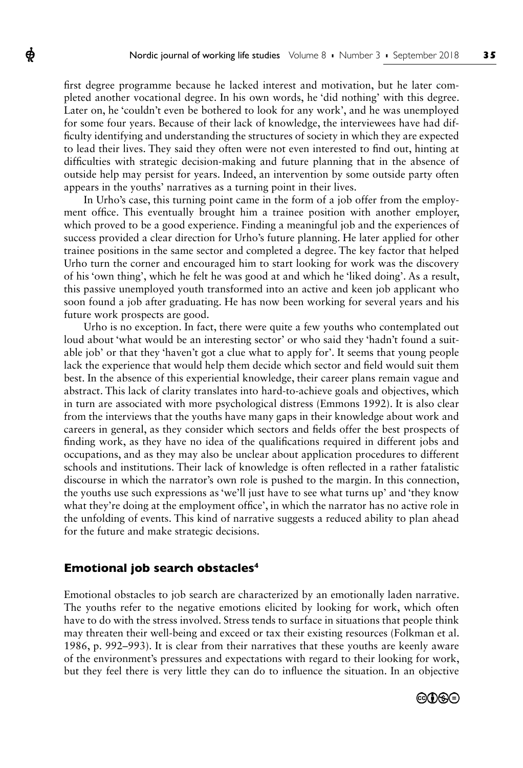first degree programme because he lacked interest and motivation, but he later completed another vocational degree. In his own words, he 'did nothing' with this degree. Later on, he 'couldn't even be bothered to look for any work', and he was unemployed for some four years. Because of their lack of knowledge, the interviewees have had difficulty identifying and understanding the structures of society in which they are expected to lead their lives. They said they often were not even interested to find out, hinting at difficulties with strategic decision-making and future planning that in the absence of outside help may persist for years. Indeed, an intervention by some outside party often appears in the youths' narratives as a turning point in their lives.

In Urho's case, this turning point came in the form of a job offer from the employment office. This eventually brought him a trainee position with another employer, which proved to be a good experience. Finding a meaningful job and the experiences of success provided a clear direction for Urho's future planning. He later applied for other trainee positions in the same sector and completed a degree. The key factor that helped Urho turn the corner and encouraged him to start looking for work was the discovery of his 'own thing', which he felt he was good at and which he 'liked doing'. As a result, this passive unemployed youth transformed into an active and keen job applicant who soon found a job after graduating. He has now been working for several years and his future work prospects are good.

Urho is no exception. In fact, there were quite a few youths who contemplated out loud about 'what would be an interesting sector' or who said they 'hadn't found a suitable job' or that they 'haven't got a clue what to apply for'. It seems that young people lack the experience that would help them decide which sector and field would suit them best. In the absence of this experiential knowledge, their career plans remain vague and abstract. This lack of clarity translates into hard-to-achieve goals and objectives, which in turn are associated with more psychological distress (Emmons 1992). It is also clear from the interviews that the youths have many gaps in their knowledge about work and careers in general, as they consider which sectors and fields offer the best prospects of finding work, as they have no idea of the qualifications required in different jobs and occupations, and as they may also be unclear about application procedures to different schools and institutions. Their lack of knowledge is often reflected in a rather fatalistic discourse in which the narrator's own role is pushed to the margin. In this connection, the youths use such expressions as 'we'll just have to see what turns up' and 'they know what they're doing at the employment office', in which the narrator has no active role in the unfolding of events. This kind of narrative suggests a reduced ability to plan ahead for the future and make strategic decisions.

## Emotional job search obstacles[4]

Emotional obstacles to job search are characterized by an emotionally laden narrative. The youths refer to the negative emotions elicited by looking for work, which often have to do with the stress involved. Stress tends to surface in situations that people think may threaten their well-being and exceed or tax their existing resources (Folkman et al. 1986, p. 992–993). It is clear from their narratives that these youths are keenly aware of the environment's pressures and expectations with regard to their looking for work, but they feel there is very little they can do to influence the situation. In an objective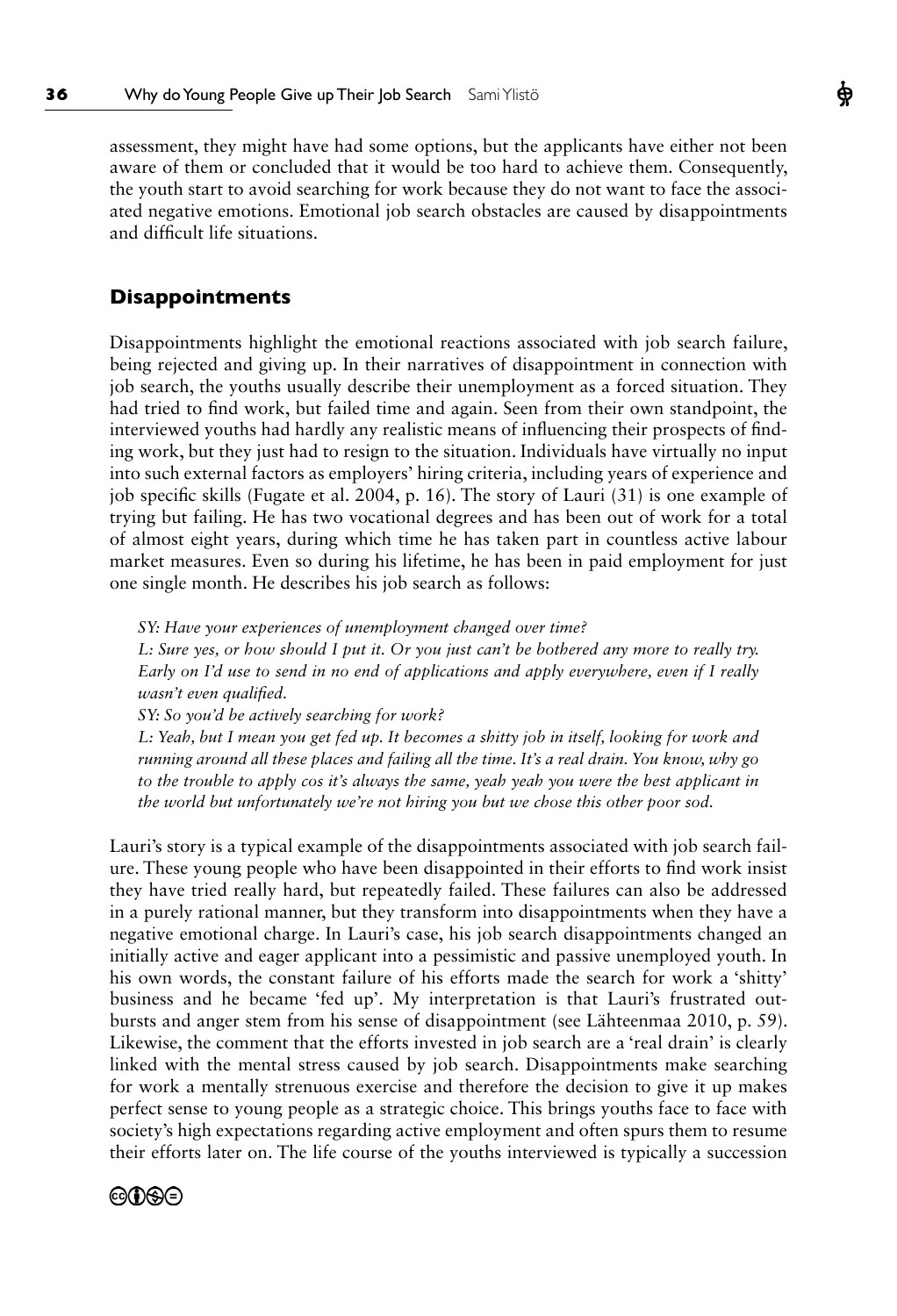assessment, they might have had some options, but the applicants have either not been aware of them or concluded that it would be too hard to achieve them. Consequently, the youth start to avoid searching for work because they do not want to face the associated negative emotions. Emotional job search obstacles are caused by disappointments and difficult life situations.

## Disappointments

Disappointments highlight the emotional reactions associated with job search failure, being rejected and giving up. In their narratives of disappointment in connection with job search, the youths usually describe their unemployment as a forced situation. They had tried to find work, but failed time and again. Seen from their own standpoint, the interviewed youths had hardly any realistic means of influencing their prospects of finding work, but they just had to resign to the situation. Individuals have virtually no input into such external factors as employers' hiring criteria, including years of experience and job specific skills (Fugate et al. 2004, p. 16). The story of Lauri (31) is one example of trying but failing. He has two vocational degrees and has been out of work for a total of almost eight years, during which time he has taken part in countless active labour market measures. Even so during his lifetime, he has been in paid employment for just one single month. He describes his job search as follows:

> *SY: Have your experiences of unemployment changed over time?*
> *L: Sure yes, or how should I put it. Or you just can't be bothered any more to really try. Early on I'd use to send in no end of applications and apply everywhere, even if I really wasn't even qualified.*
> *SY: So you'd be actively searching for work?*
> *L: Yeah, but I mean you get fed up. It becomes a shitty job in itself, looking for work and running around all these places and failing all the time. It's a real drain. You know, why go to the trouble to apply cos it's always the same, yeah yeah you were the best applicant in the world but unfortunately we're not hiring you but we chose this other poor sod.*

Lauri's story is a typical example of the disappointments associated with job search failure. These young people who have been disappointed in their efforts to find work insist they have tried really hard, but repeatedly failed. These failures can also be addressed in a purely rational manner, but they transform into disappointments when they have a negative emotional charge. In Lauri's case, his job search disappointments changed an initially active and eager applicant into a pessimistic and passive unemployed youth. In his own words, the constant failure of his efforts made the search for work a 'shitty' business and he became 'fed up'. My interpretation is that Lauri's frustrated outbursts and anger stem from his sense of disappointment (see Lähteenmaa 2010, p. 59). Likewise, the comment that the efforts invested in job search are a 'real drain' is clearly linked with the mental stress caused by job search. Disappointments make searching for work a mentally strenuous exercise and therefore the decision to give it up makes perfect sense to young people as a strategic choice. This brings youths face to face with society's high expectations regarding active employment and often spurs them to resume their efforts later on. The life course of the youths interviewed is typically a succession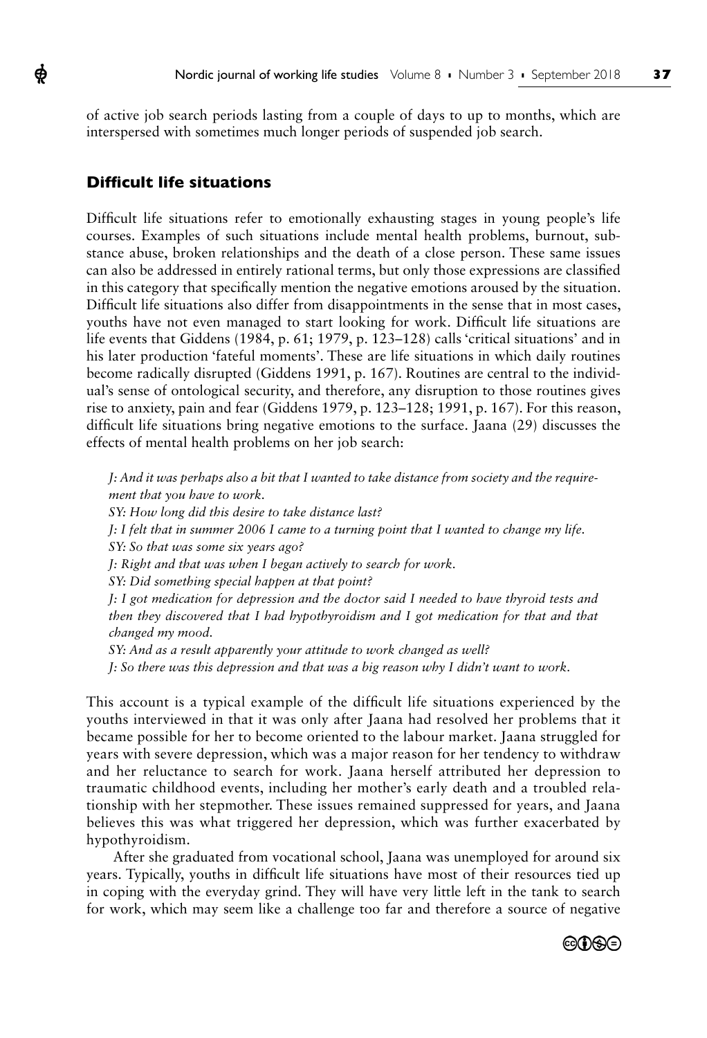of active job search periods lasting from a couple of days to up to months, which are interspersed with sometimes much longer periods of suspended job search.

## Difficult life situations

Difficult life situations refer to emotionally exhausting stages in young people's life courses. Examples of such situations include mental health problems, burnout, substance abuse, broken relationships and the death of a close person. These same issues can also be addressed in entirely rational terms, but only those expressions are classified in this category that specifically mention the negative emotions aroused by the situation. Difficult life situations also differ from disappointments in the sense that in most cases, youths have not even managed to start looking for work. Difficult life situations are life events that Giddens (1984, p. 61; 1979, p. 123–128) calls 'critical situations' and in his later production 'fateful moments'. These are life situations in which daily routines become radically disrupted (Giddens 1991, p. 167). Routines are central to the individual's sense of ontological security, and therefore, any disruption to those routines gives rise to anxiety, pain and fear (Giddens 1979, p. 123–128; 1991, p. 167). For this reason, difficult life situations bring negative emotions to the surface. Jaana (29) discusses the effects of mental health problems on her job search:

*J: And it was perhaps also a bit that I wanted to take distance from society and the requirement that you have to work.*
*SY: How long did this desire to take distance last?*
*J: I felt that in summer 2006 I came to a turning point that I wanted to change my life.*
*SY: So that was some six years ago?*
*J: Right and that was when I began actively to search for work.*
*SY: Did something special happen at that point?*
*J: I got medication for depression and the doctor said I needed to have thyroid tests and then they discovered that I had hypothyroidism and I got medication for that and that changed my mood.*
*SY: And as a result apparently your attitude to work changed as well?*
*J: So there was this depression and that was a big reason why I didn't want to work.*

This account is a typical example of the difficult life situations experienced by the youths interviewed in that it was only after Jaana had resolved her problems that it became possible for her to become oriented to the labour market. Jaana struggled for years with severe depression, which was a major reason for her tendency to withdraw and her reluctance to search for work. Jaana herself attributed her depression to traumatic childhood events, including her mother's early death and a troubled relationship with her stepmother. These issues remained suppressed for years, and Jaana believes this was what triggered her depression, which was further exacerbated by hypothyroidism.

After she graduated from vocational school, Jaana was unemployed for around six years. Typically, youths in difficult life situations have most of their resources tied up in coping with the everyday grind. They will have very little left in the tank to search for work, which may seem like a challenge too far and therefore a source of negative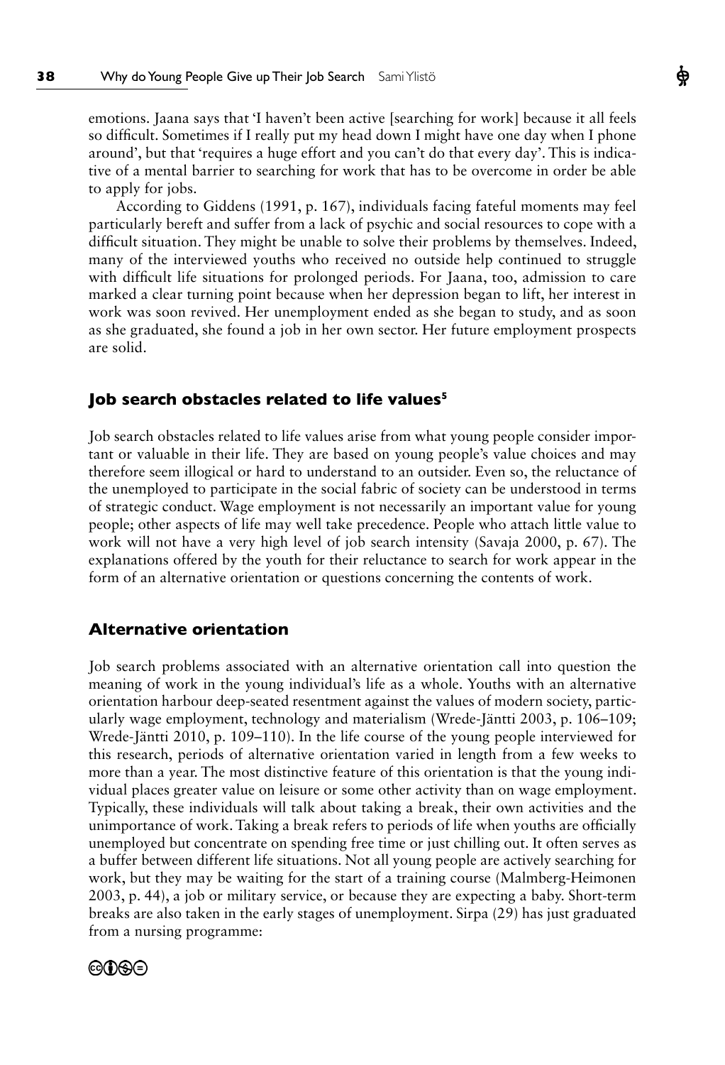emotions. Jaana says that 'I haven't been active [searching for work] because it all feels so difficult. Sometimes if I really put my head down I might have one day when I phone around', but that 'requires a huge effort and you can't do that every day'. This is indicative of a mental barrier to searching for work that has to be overcome in order be able to apply for jobs.

According to Giddens (1991, p. 167), individuals facing fateful moments may feel particularly bereft and suffer from a lack of psychic and social resources to cope with a difficult situation. They might be unable to solve their problems by themselves. Indeed, many of the interviewed youths who received no outside help continued to struggle with difficult life situations for prolonged periods. For Jaana, too, admission to care marked a clear turning point because when her depression began to lift, her interest in work was soon revived. Her unemployment ended as she began to study, and as soon as she graduated, she found a job in her own sector. Her future employment prospects are solid.

## Job search obstacles related to life values[5]

Job search obstacles related to life values arise from what young people consider important or valuable in their life. They are based on young people's value choices and may therefore seem illogical or hard to understand to an outsider. Even so, the reluctance of the unemployed to participate in the social fabric of society can be understood in terms of strategic conduct. Wage employment is not necessarily an important value for young people; other aspects of life may well take precedence. People who attach little value to work will not have a very high level of job search intensity (Savaja 2000, p. 67). The explanations offered by the youth for their reluctance to search for work appear in the form of an alternative orientation or questions concerning the contents of work.

## Alternative orientation

Job search problems associated with an alternative orientation call into question the meaning of work in the young individual's life as a whole. Youths with an alternative orientation harbour deep-seated resentment against the values of modern society, particularly wage employment, technology and materialism (Wrede-Jäntti 2003, p. 106–109; Wrede-Jäntti 2010, p. 109–110). In the life course of the young people interviewed for this research, periods of alternative orientation varied in length from a few weeks to more than a year. The most distinctive feature of this orientation is that the young individual places greater value on leisure or some other activity than on wage employment. Typically, these individuals will talk about taking a break, their own activities and the unimportance of work. Taking a break refers to periods of life when youths are officially unemployed but concentrate on spending free time or just chilling out. It often serves as a buffer between different life situations. Not all young people are actively searching for work, but they may be waiting for the start of a training course (Malmberg-Heimonen 2003, p. 44), a job or military service, or because they are expecting a baby. Short-term breaks are also taken in the early stages of unemployment. Sirpa (29) has just graduated from a nursing programme: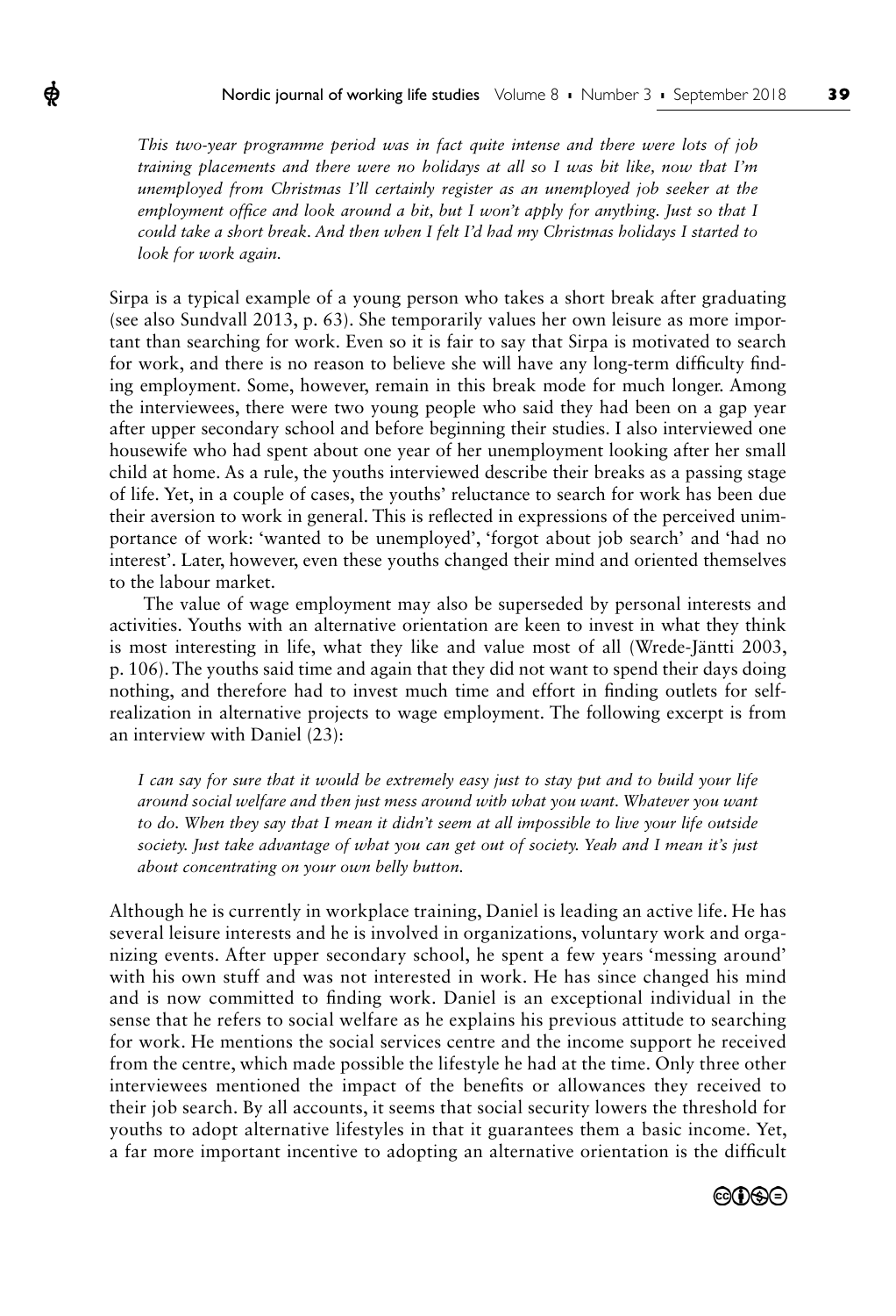*This two-year programme period was in fact quite intense and there were lots of job training placements and there were no holidays at all so I was bit like, now that I'm unemployed from Christmas I'll certainly register as an unemployed job seeker at the employment office and look around a bit, but I won't apply for anything. Just so that I could take a short break. And then when I felt I'd had my Christmas holidays I started to look for work again.*

Sirpa is a typical example of a young person who takes a short break after graduating (see also Sundvall 2013, p. 63). She temporarily values her own leisure as more important than searching for work. Even so it is fair to say that Sirpa is motivated to search for work, and there is no reason to believe she will have any long-term difficulty finding employment. Some, however, remain in this break mode for much longer. Among the interviewees, there were two young people who said they had been on a gap year after upper secondary school and before beginning their studies. I also interviewed one housewife who had spent about one year of her unemployment looking after her small child at home. As a rule, the youths interviewed describe their breaks as a passing stage of life. Yet, in a couple of cases, the youths' reluctance to search for work has been due their aversion to work in general. This is reflected in expressions of the perceived unimportance of work: 'wanted to be unemployed', 'forgot about job search' and 'had no interest'. Later, however, even these youths changed their mind and oriented themselves to the labour market.

The value of wage employment may also be superseded by personal interests and activities. Youths with an alternative orientation are keen to invest in what they think is most interesting in life, what they like and value most of all (Wrede-Jäntti 2003, p. 106). The youths said time and again that they did not want to spend their days doing nothing, and therefore had to invest much time and effort in finding outlets for self-realization in alternative projects to wage employment. The following excerpt is from an interview with Daniel (23):

*I can say for sure that it would be extremely easy just to stay put and to build your life around social welfare and then just mess around with what you want. Whatever you want to do. When they say that I mean it didn't seem at all impossible to live your life outside society. Just take advantage of what you can get out of society. Yeah and I mean it's just about concentrating on your own belly button.*

Although he is currently in workplace training, Daniel is leading an active life. He has several leisure interests and he is involved in organizations, voluntary work and organizing events. After upper secondary school, he spent a few years 'messing around' with his own stuff and was not interested in work. He has since changed his mind and is now committed to finding work. Daniel is an exceptional individual in the sense that he refers to social welfare as he explains his previous attitude to searching for work. He mentions the social services centre and the income support he received from the centre, which made possible the lifestyle he had at the time. Only three other interviewees mentioned the impact of the benefits or allowances they received to their job search. By all accounts, it seems that social security lowers the threshold for youths to adopt alternative lifestyles in that it guarantees them a basic income. Yet, a far more important incentive to adopting an alternative orientation is the difficult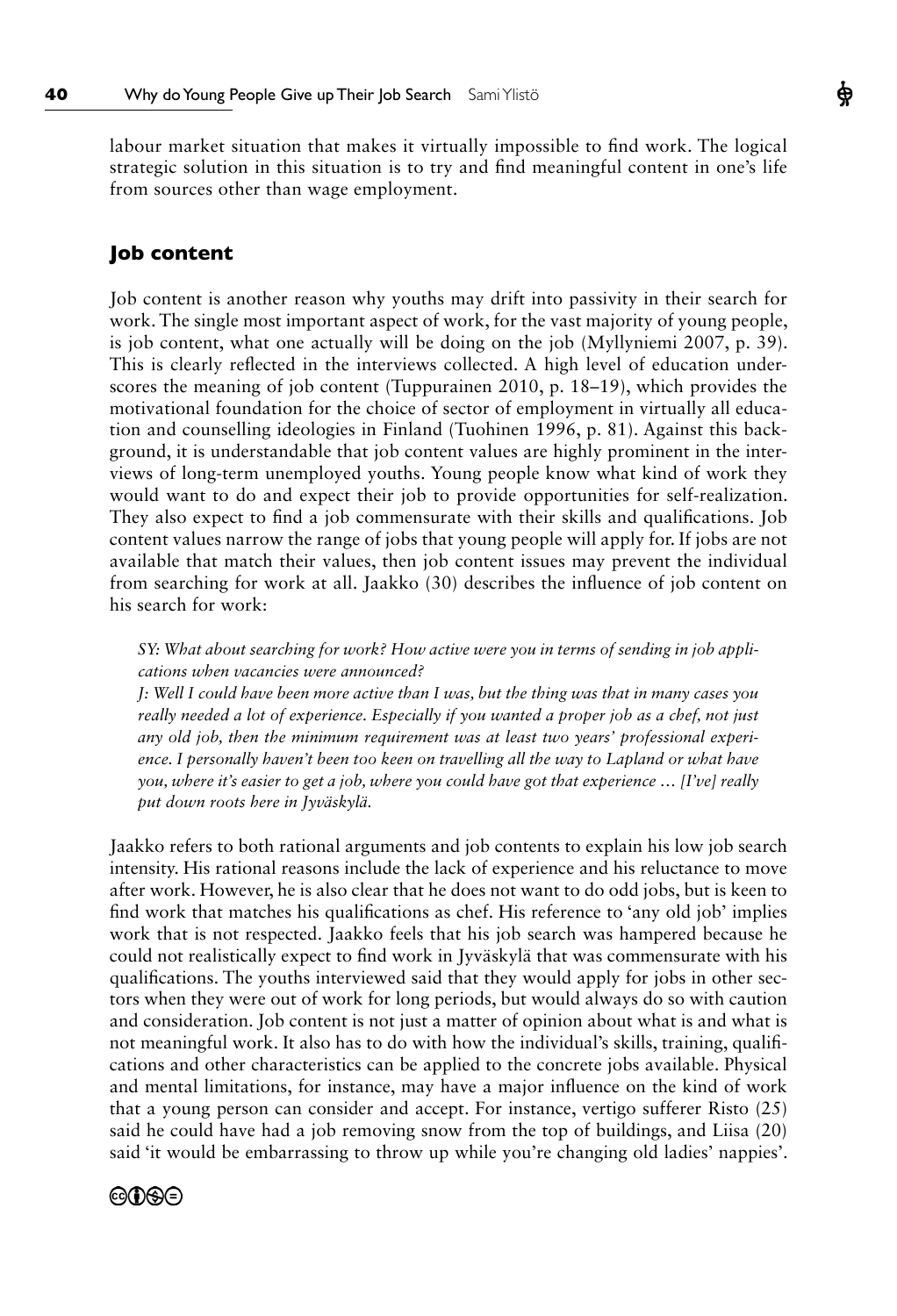labour market situation that makes it virtually impossible to find work. The logical strategic solution in this situation is to try and find meaningful content in one's life from sources other than wage employment.

## Job content

Job content is another reason why youths may drift into passivity in their search for work. The single most important aspect of work, for the vast majority of young people, is job content, what one actually will be doing on the job (Myllyniemi 2007, p. 39). This is clearly reflected in the interviews collected. A high level of education underscores the meaning of job content (Tuppurainen 2010, p. 18–19), which provides the motivational foundation for the choice of sector of employment in virtually all education and counselling ideologies in Finland (Tuohinen 1996, p. 81). Against this background, it is understandable that job content values are highly prominent in the interviews of long-term unemployed youths. Young people know what kind of work they would want to do and expect their job to provide opportunities for self-realization. They also expect to find a job commensurate with their skills and qualifications. Job content values narrow the range of jobs that young people will apply for. If jobs are not available that match their values, then job content issues may prevent the individual from searching for work at all. Jaakko (30) describes the influence of job content on his search for work:

> *SY: What about searching for work? How active were you in terms of sending in job applications when vacancies were announced?*
> *J: Well I could have been more active than I was, but the thing was that in many cases you really needed a lot of experience. Especially if you wanted a proper job as a chef, not just any old job, then the minimum requirement was at least two years' professional experience. I personally haven't been too keen on travelling all the way to Lapland or what have you, where it's easier to get a job, where you could have got that experience … [I've] really put down roots here in Jyväskylä.*

Jaakko refers to both rational arguments and job contents to explain his low job search intensity. His rational reasons include the lack of experience and his reluctance to move after work. However, he is also clear that he does not want to do odd jobs, but is keen to find work that matches his qualifications as chef. His reference to 'any old job' implies work that is not respected. Jaakko feels that his job search was hampered because he could not realistically expect to find work in Jyväskylä that was commensurate with his qualifications. The youths interviewed said that they would apply for jobs in other sectors when they were out of work for long periods, but would always do so with caution and consideration. Job content is not just a matter of opinion about what is and what is not meaningful work. It also has to do with how the individual's skills, training, qualifications and other characteristics can be applied to the concrete jobs available. Physical and mental limitations, for instance, may have a major influence on the kind of work that a young person can consider and accept. For instance, vertigo sufferer Risto (25) said he could have had a job removing snow from the top of buildings, and Liisa (20) said 'it would be embarrassing to throw up while you're changing old ladies' nappies'.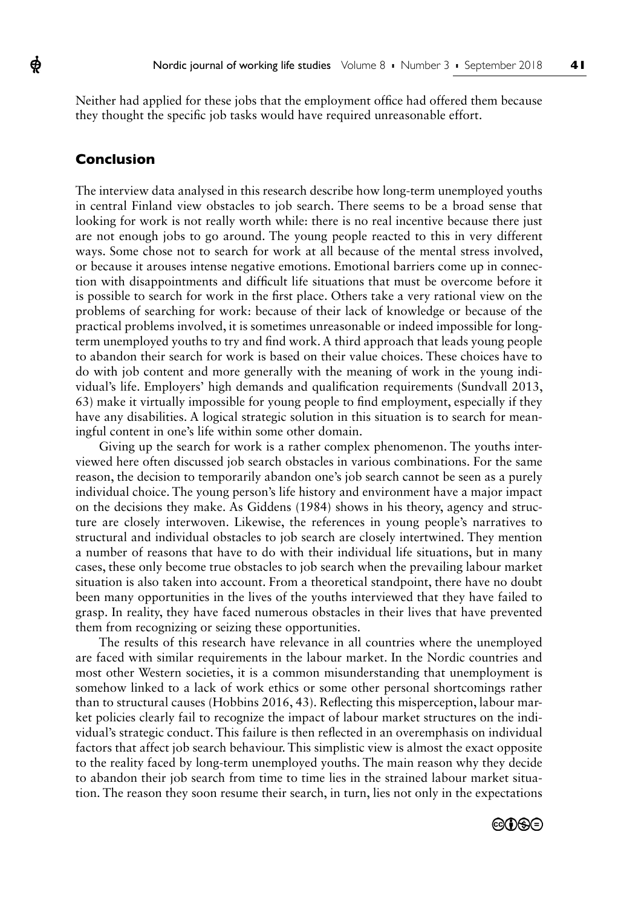Neither had applied for these jobs that the employment office had offered them because they thought the specific job tasks would have required unreasonable effort.

## Conclusion

The interview data analysed in this research describe how long-term unemployed youths in central Finland view obstacles to job search. There seems to be a broad sense that looking for work is not really worth while: there is no real incentive because there just are not enough jobs to go around. The young people reacted to this in very different ways. Some chose not to search for work at all because of the mental stress involved, or because it arouses intense negative emotions. Emotional barriers come up in connection with disappointments and difficult life situations that must be overcome before it is possible to search for work in the first place. Others take a very rational view on the problems of searching for work: because of their lack of knowledge or because of the practical problems involved, it is sometimes unreasonable or indeed impossible for long-term unemployed youths to try and find work. A third approach that leads young people to abandon their search for work is based on their value choices. These choices have to do with job content and more generally with the meaning of work in the young individual's life. Employers' high demands and qualification requirements (Sundvall 2013, 63) make it virtually impossible for young people to find employment, especially if they have any disabilities. A logical strategic solution in this situation is to search for meaningful content in one's life within some other domain.

Giving up the search for work is a rather complex phenomenon. The youths interviewed here often discussed job search obstacles in various combinations. For the same reason, the decision to temporarily abandon one's job search cannot be seen as a purely individual choice. The young person's life history and environment have a major impact on the decisions they make. As Giddens (1984) shows in his theory, agency and structure are closely interwoven. Likewise, the references in young people's narratives to structural and individual obstacles to job search are closely intertwined. They mention a number of reasons that have to do with their individual life situations, but in many cases, these only become true obstacles to job search when the prevailing labour market situation is also taken into account. From a theoretical standpoint, there have no doubt been many opportunities in the lives of the youths interviewed that they have failed to grasp. In reality, they have faced numerous obstacles in their lives that have prevented them from recognizing or seizing these opportunities.

The results of this research have relevance in all countries where the unemployed are faced with similar requirements in the labour market. In the Nordic countries and most other Western societies, it is a common misunderstanding that unemployment is somehow linked to a lack of work ethics or some other personal shortcomings rather than to structural causes (Hobbins 2016, 43). Reflecting this misperception, labour market policies clearly fail to recognize the impact of labour market structures on the individual's strategic conduct. This failure is then reflected in an overemphasis on individual factors that affect job search behaviour. This simplistic view is almost the exact opposite to the reality faced by long-term unemployed youths. The main reason why they decide to abandon their job search from time to time lies in the strained labour market situation. The reason they soon resume their search, in turn, lies not only in the expectations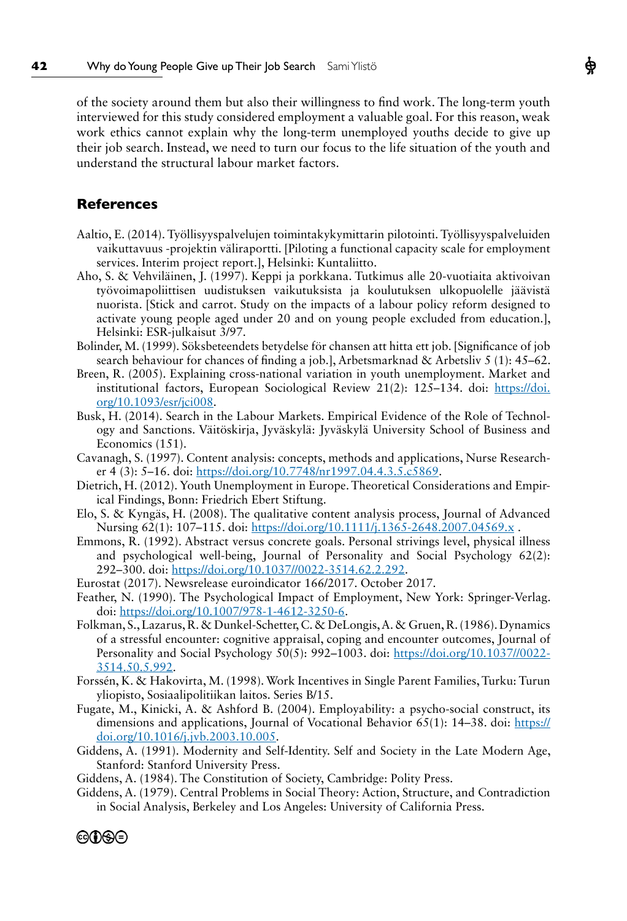of the society around them but also their willingness to find work. The long-term youth interviewed for this study considered employment a valuable goal. For this reason, weak work ethics cannot explain why the long-term unemployed youths decide to give up their job search. Instead, we need to turn our focus to the life situation of the youth and understand the structural labour market factors.

## References

Aaltio, E. (2014). Työllisyyspalvelujen toimintakykymittarin pilotointi. Työllisyyspalveluiden vaikuttavuus -projektin väliraportti. [Piloting a functional capacity scale for employment services. Interim project report.], Helsinki: Kuntaliitto.

Aho, S. & Vehviläinen, J. (1997). Keppi ja porkkana. Tutkimus alle 20-vuotiaita aktivoivan työvoimapoliittisen uudistuksen vaikutuksista ja koulutuksen ulkopuolelle jäävistä nuorista. [Stick and carrot. Study on the impacts of a labour policy reform designed to activate young people aged under 20 and on young people excluded from education.], Helsinki: ESR-julkaisut 3/97.

Bolinder, M. (1999). Söksbeteendets betydelse för chansen att hitta ett job. [Significance of job search behaviour for chances of finding a job.], Arbetsmarknad & Arbetsliv 5 (1): 45–62.

Breen, R. (2005). Explaining cross-national variation in youth unemployment. Market and institutional factors, European Sociological Review 21(2): 125–134. doi: https://doi.org/10.1093/esr/jci008.

Busk, H. (2014). Search in the Labour Markets. Empirical Evidence of the Role of Technology and Sanctions. Väitöskirja, Jyväskylä: Jyväskylä University School of Business and Economics (151).

Cavanagh, S. (1997). Content analysis: concepts, methods and applications, Nurse Researcher 4 (3): 5–16. doi: https://doi.org/10.7748/nr1997.04.4.3.5.c5869.

Dietrich, H. (2012). Youth Unemployment in Europe. Theoretical Considerations and Empirical Findings, Bonn: Friedrich Ebert Stiftung.

Elo, S. & Kyngäs, H. (2008). The qualitative content analysis process, Journal of Advanced Nursing 62(1): 107–115. doi: https://doi.org/10.1111/j.1365-2648.2007.04569.x .

Emmons, R. (1992). Abstract versus concrete goals. Personal strivings level, physical illness and psychological well-being, Journal of Personality and Social Psychology 62(2): 292–300. doi: https://doi.org/10.1037//0022-3514.62.2.292.

Eurostat (2017). Newsrelease euroindicator 166/2017. October 2017.

Feather, N. (1990). The Psychological Impact of Employment, New York: Springer-Verlag. doi: https://doi.org/10.1007/978-1-4612-3250-6.

Folkman, S., Lazarus, R. & Dunkel-Schetter, C. & DeLongis, A. & Gruen, R. (1986). Dynamics of a stressful encounter: cognitive appraisal, coping and encounter outcomes, Journal of Personality and Social Psychology 50(5): 992–1003. doi: https://doi.org/10.1037//0022-3514.50.5.992.

Forssén, K. & Hakovirta, M. (1998). Work Incentives in Single Parent Families, Turku: Turun yliopisto, Sosiaalipolitiikan laitos. Series B/15.

Fugate, M., Kinicki, A. & Ashford B. (2004). Employability: a psycho-social construct, its dimensions and applications, Journal of Vocational Behavior 65(1): 14–38. doi: https://doi.org/10.1016/j.jvb.2003.10.005.

Giddens, A. (1991). Modernity and Self-Identity. Self and Society in the Late Modern Age, Stanford: Stanford University Press.

Giddens, A. (1984). The Constitution of Society, Cambridge: Polity Press.

Giddens, A. (1979). Central Problems in Social Theory: Action, Structure, and Contradiction in Social Analysis, Berkeley and Los Angeles: University of California Press.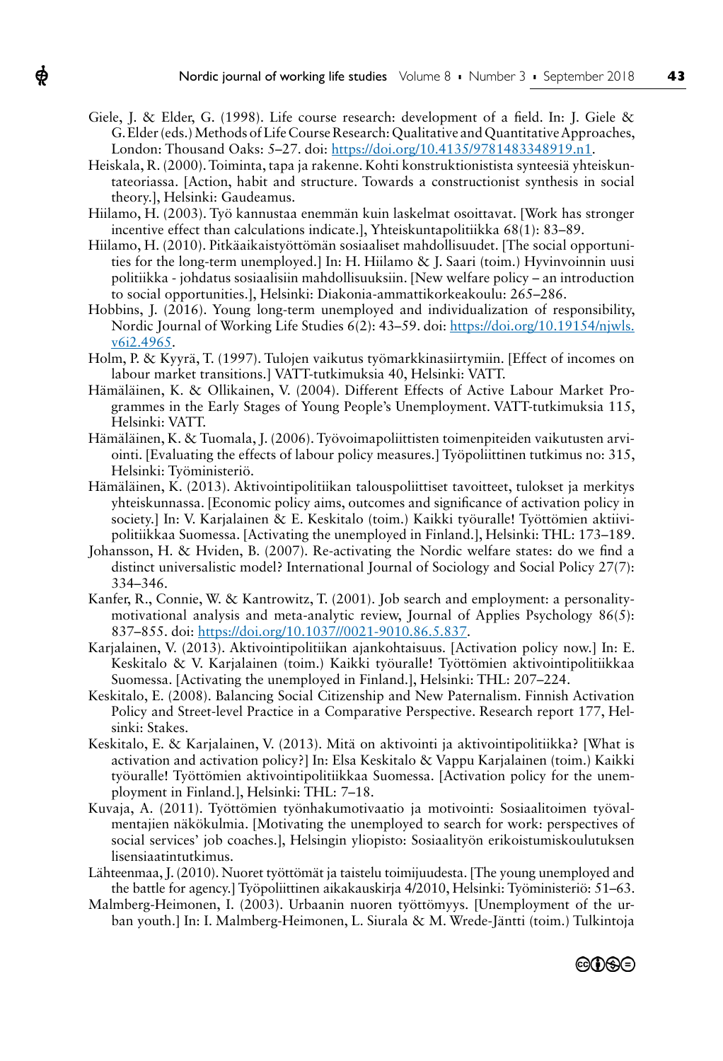Giele, J. & Elder, G. (1998). Life course research: development of a field. In: J. Giele & G. Elder (eds.) Methods of Life Course Research: Qualitative and Quantitative Approaches, London: Thousand Oaks: 5–27. doi: https://doi.org/10.4135/9781483348919.n1.

Heiskala, R. (2000). Toiminta, tapa ja rakenne. Kohti konstruktionistista synteesiä yhteiskuntateoriassa. [Action, habit and structure. Towards a constructionist synthesis in social theory.], Helsinki: Gaudeamus.

Hiilamo, H. (2003). Työ kannustaa enemmän kuin laskelmat osoittavat. [Work has stronger incentive effect than calculations indicate.], Yhteiskuntapolitiikka 68(1): 83–89.

Hiilamo, H. (2010). Pitkäaikaistyöttömän sosiaaliset mahdollisuudet. [The social opportunities for the long-term unemployed.] In: H. Hiilamo & J. Saari (toim.) Hyvinvoinnin uusi politiikka - johdatus sosiaalisiin mahdollisuuksiin. [New welfare policy – an introduction to social opportunities.], Helsinki: Diakonia-ammattikorkeakoulu: 265–286.

Hobbins, J. (2016). Young long-term unemployed and individualization of responsibility, Nordic Journal of Working Life Studies 6(2): 43–59. doi: https://doi.org/10.19154/njwls.v6i2.4965.

Holm, P. & Kyyrä, T. (1997). Tulojen vaikutus työmarkkinasiirtymiin. [Effect of incomes on labour market transitions.] VATT-tutkimuksia 40, Helsinki: VATT.

Hämäläinen, K. & Ollikainen, V. (2004). Different Effects of Active Labour Market Programmes in the Early Stages of Young People's Unemployment. VATT-tutkimuksia 115, Helsinki: VATT.

Hämäläinen, K. & Tuomala, J. (2006). Työvoimapoliittisten toimenpiteiden vaikutusten arviointi. [Evaluating the effects of labour policy measures.] Työpoliittinen tutkimus no: 315, Helsinki: Työministeriö.

Hämäläinen, K. (2013). Aktivointipolitiikan talouspoliittiset tavoitteet, tulokset ja merkitys yhteiskunnassa. [Economic policy aims, outcomes and significance of activation policy in society.] In: V. Karjalainen & E. Keskitalo (toim.) Kaikki työuralle! Työttömien aktiivipolitiikkaa Suomessa. [Activating the unemployed in Finland.], Helsinki: THL: 173–189.

Johansson, H. & Hviden, B. (2007). Re-activating the Nordic welfare states: do we find a distinct universalistic model? International Journal of Sociology and Social Policy 27(7): 334–346.

Kanfer, R., Connie, W. & Kantrowitz, T. (2001). Job search and employment: a personality-motivational analysis and meta-analytic review, Journal of Applies Psychology 86(5): 837–855. doi: https://doi.org/10.1037//0021-9010.86.5.837.

Karjalainen, V. (2013). Aktivointipolitiikan ajankohtaisuus. [Activation policy now.] In: E. Keskitalo & V. Karjalainen (toim.) Kaikki työuralle! Työttömien aktivointipolitiikkaa Suomessa. [Activating the unemployed in Finland.], Helsinki: THL: 207–224.

Keskitalo, E. (2008). Balancing Social Citizenship and New Paternalism. Finnish Activation Policy and Street-level Practice in a Comparative Perspective. Research report 177, Helsinki: Stakes.

Keskitalo, E. & Karjalainen, V. (2013). Mitä on aktivointi ja aktivointipolitiikka? [What is activation and activation policy?] In: Elsa Keskitalo & Vappu Karjalainen (toim.) Kaikki työuralle! Työttömien aktivointipolitiikkaa Suomessa. [Activation policy for the unemployment in Finland.], Helsinki: THL: 7–18.

Kuvaja, A. (2011). Työttömien työnhakumotivaatio ja motivointi: Sosiaalitoimen työvalmentajien näkökulmia. [Motivating the unemployed to search for work: perspectives of social services' job coaches.], Helsingin yliopisto: Sosiaalityön erikoistumiskoulutuksen lisensiaatintutkimus.

Lähteenmaa, J. (2010). Nuoret työttömät ja taistelu toimijuudesta. [The young unemployed and the battle for agency.] Työpoliittinen aikakauskirja 4/2010, Helsinki: Työministeriö: 51–63.

Malmberg-Heimonen, I. (2003). Urbaanin nuoren työttömyys. [Unemployment of the urban youth.] In: I. Malmberg-Heimonen, L. Siurala & M. Wrede-Jäntti (toim.) Tulkintoja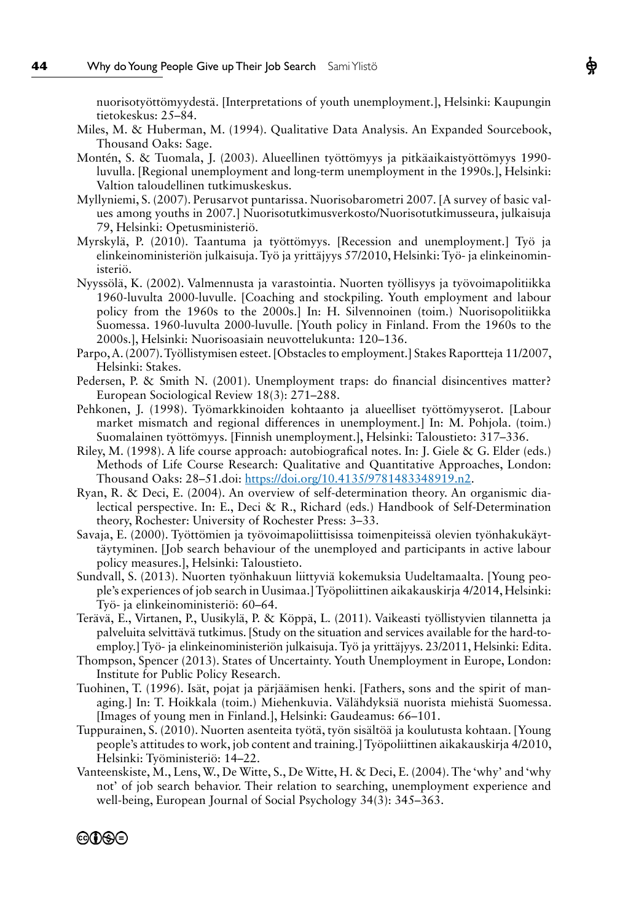nuorisotyöttömyydestä. [Interpretations of youth unemployment.], Helsinki: Kaupungin tietokeskus: 25–84.

Miles, M. & Huberman, M. (1994). Qualitative Data Analysis. An Expanded Sourcebook, Thousand Oaks: Sage.

Montén, S. & Tuomala, J. (2003). Alueellinen työttömyys ja pitkäaikaistyöttömyys 1990-luvulla. [Regional unemployment and long-term unemployment in the 1990s.], Helsinki: Valtion taloudellinen tutkimuskeskus.

Myllyniemi, S. (2007). Perusarvot puntarissa. Nuorisobarometri 2007. [A survey of basic values among youths in 2007.] Nuorisotutkimusverkosto/Nuorisotutkimusseura, julkaisuja 79, Helsinki: Opetusministeriö.

Myrskylä, P. (2010). Taantuma ja työttömyys. [Recession and unemployment.] Työ ja elinkeinoministeriön julkaisuja. Työ ja yrittäjyys 57/2010, Helsinki: Työ- ja elinkeinoministeriö.

Nyyssölä, K. (2002). Valmennusta ja varastointia. Nuorten työllisyys ja työvoimapolitiikka 1960-luvulta 2000-luvulle. [Coaching and stockpiling. Youth employment and labour policy from the 1960s to the 2000s.] In: H. Silvennoinen (toim.) Nuorisopolitiikka Suomessa. 1960-luvulta 2000-luvulle. [Youth policy in Finland. From the 1960s to the 2000s.], Helsinki: Nuorisoasiain neuvottelukunta: 120–136.

Parpo, A. (2007). Työllistymisen esteet. [Obstacles to employment.] Stakes Raportteja 11/2007, Helsinki: Stakes.

Pedersen, P. & Smith N. (2001). Unemployment traps: do financial disincentives matter? European Sociological Review 18(3): 271–288.

Pehkonen, J. (1998). Työmarkkinoiden kohtaanto ja alueelliset työttömyyserot. [Labour market mismatch and regional differences in unemployment.] In: M. Pohjola. (toim.) Suomalainen työttömyys. [Finnish unemployment.], Helsinki: Taloustieto: 317–336.

Riley, M. (1998). A life course approach: autobiografical notes. In: J. Giele & G. Elder (eds.) Methods of Life Course Research: Qualitative and Quantitative Approaches, London: Thousand Oaks: 28–51.doi: https://doi.org/10.4135/9781483348919.n2.

Ryan, R. & Deci, E. (2004). An overview of self-determination theory. An organismic dialectical perspective. In: E., Deci & R., Richard (eds.) Handbook of Self-Determination theory, Rochester: University of Rochester Press: 3–33.

Savaja, E. (2000). Työttömien ja työvoimapoliittisissa toimenpiteissä olevien työnhakukäyttäytyminen. [Job search behaviour of the unemployed and participants in active labour policy measures.], Helsinki: Taloustieto.

Sundvall, S. (2013). Nuorten työnhakuun liittyviä kokemuksia Uudeltamaalta. [Young people's experiences of job search in Uusimaa.] Työpoliittinen aikakauskirja 4/2014, Helsinki: Työ- ja elinkeinoministeriö: 60–64.

Terävä, E., Virtanen, P., Uusikylä, P. & Köppä, L. (2011). Vaikeasti työllistyvien tilannetta ja palveluita selvittävä tutkimus. [Study on the situation and services available for the hard-to-employ.] Työ- ja elinkeinoministeriön julkaisuja. Työ ja yrittäjyys. 23/2011, Helsinki: Edita.

Thompson, Spencer (2013). States of Uncertainty. Youth Unemployment in Europe, London: Institute for Public Policy Research.

Tuohinen, T. (1996). Isät, pojat ja pärjäämisen henki. [Fathers, sons and the spirit of managing.] In: T. Hoikkala (toim.) Miehenkuvia. Välähdyksiä nuorista miehistä Suomessa. [Images of young men in Finland.], Helsinki: Gaudeamus: 66–101.

Tuppurainen, S. (2010). Nuorten asenteita työtä, työn sisältöä ja koulutusta kohtaan. [Young people's attitudes to work, job content and training.] Työpoliittinen aikakauskirja 4/2010, Helsinki: Työministeriö: 14–22.

Vanteenskiste, M., Lens, W., De Witte, S., De Witte, H. & Deci, E. (2004). The 'why' and 'why not' of job search behavior. Their relation to searching, unemployment experience and well-being, European Journal of Social Psychology 34(3): 345–363.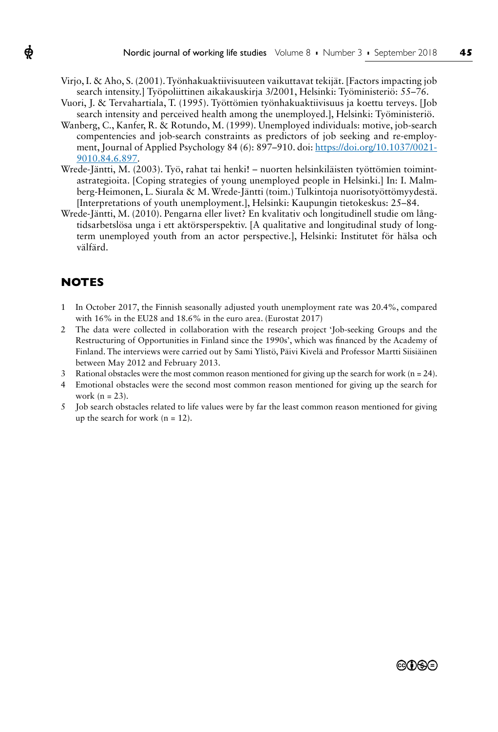Virjo, I. & Aho, S. (2001). Työnhakuaktiivisuuteen vaikuttavat tekijät. [Factors impacting job search intensity.] Työpoliittinen aikakauskirja 3/2001, Helsinki: Työministeriö: 55–76.

Vuori, J. & Tervahartiala, T. (1995). Työttömien työnhakuaktiivisuus ja koettu terveys. [Job search intensity and perceived health among the unemployed.], Helsinki: Työministeriö.

Wanberg, C., Kanfer, R. & Rotundo, M. (1999). Unemployed individuals: motive, job-search compentencies and job-search constraints as predictors of job seeking and re-employment, Journal of Applied Psychology 84 (6): 897–910. doi: https://doi.org/10.1037/0021-9010.84.6.897.

Wrede-Jäntti, M. (2003). Työ, rahat tai henki! – nuorten helsinkiläisten työttömien toimintastrategioita. [Coping strategies of young unemployed people in Helsinki.] In: I. Malmberg-Heimonen, L. Siurala & M. Wrede-Jäntti (toim.) Tulkintoja nuorisotyöttömyydestä. [Interpretations of youth unemployment.], Helsinki: Kaupungin tietokeskus: 25–84.

Wrede-Jäntti, M. (2010). Pengarna eller livet? En kvalitativ och longitudinell studie om långtidsarbetslösa unga i ett aktörsperspektiv. [A qualitative and longitudinal study of long-term unemployed youth from an actor perspective.], Helsinki: Institutet för hälsa och välfärd.

## NOTES

1. In October 2017, the Finnish seasonally adjusted youth unemployment rate was 20.4%, compared with 16% in the EU28 and 18.6% in the euro area. (Eurostat 2017)
2. The data were collected in collaboration with the research project 'Job-seeking Groups and the Restructuring of Opportunities in Finland since the 1990s', which was financed by the Academy of Finland. The interviews were carried out by Sami Ylistö, Päivi Kivelä and Professor Martti Siisiäinen between May 2012 and February 2013.
3. Rational obstacles were the most common reason mentioned for giving up the search for work (n = 24).
4. Emotional obstacles were the second most common reason mentioned for giving up the search for work (n = 23).
5. Job search obstacles related to life values were by far the least common reason mentioned for giving up the search for work (n = 12).